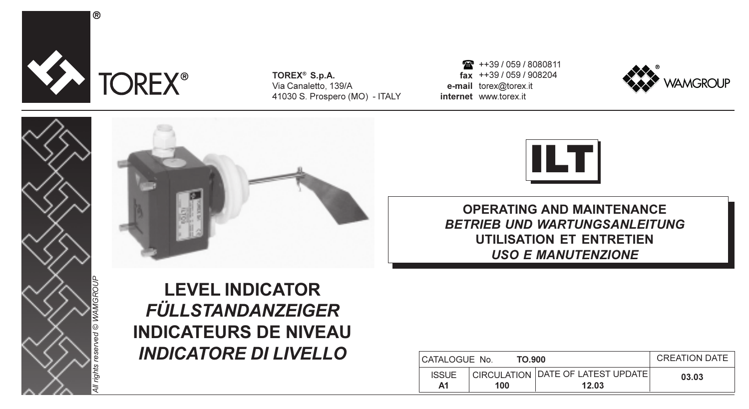TOREX®

**TOREX® S.p.A.**
Via Canaletto, 139/A
41030 S. Prospero (MO) - ITALY

☎ ++39 / 059 / 8080811
**fax** ++39 / 059 / 908204
**e-mail** torex@torex.it
**internet** www.torex.it

WAMGROUP®

# ILT

**OPERATING AND MAINTENANCE**
***BETRIEB UND WARTUNGSANLEITUNG***
**UTILISATION ET ENTRETIEN**
***USO E MANUTENZIONE***

# LEVEL INDICATOR
# *FÜLLSTANDANZEIGER*
# INDICATEURS DE NIVEAU
# *INDICATORE DI LIVELLO*

| CATALOGUE No. **TO.900** | | | CREATION DATE |
|---|---|---|---|
| ISSUE **A1** | CIRCULATION **100** | DATE OF LATEST UPDATE **12.03** | **03.03** |

*All rights reserved © WAMGROUP*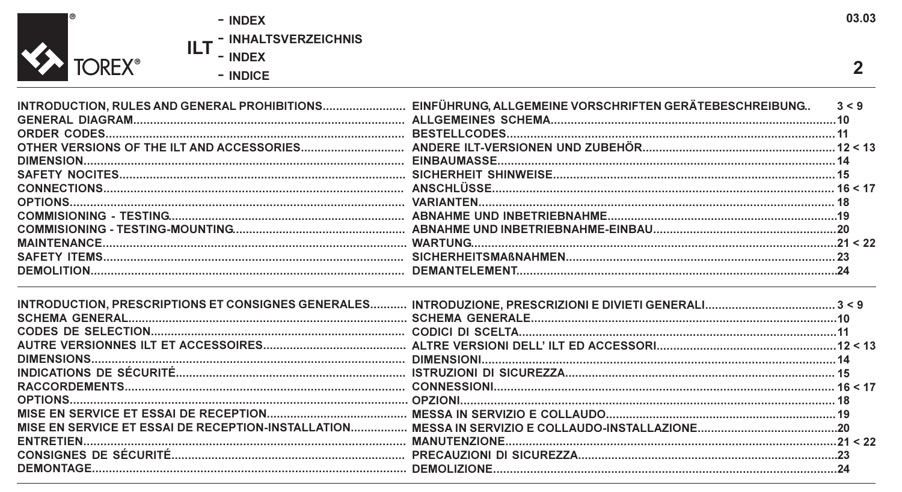**ILT**

- INDEX
- INHALTSVERZEICHNIS
- INDEX
- INDICE

| English | Deutsch | Page |
|---|---|---|
| INTRODUCTION, RULES AND GENERAL PROHIBITIONS | EINFÜHRUNG, ALLGEMEINE VORSCHRIFTEN GERÄTEBESCHREIBUNG | 3 < 9 |
| GENERAL DIAGRAM | ALLGEMEINES SCHEMA | 10 |
| ORDER CODES | BESTELLCODES | 11 |
| OTHER VERSIONS OF THE ILT AND ACCESSORIES | ANDERE ILT-VERSIONEN UND ZUBEHÖR | 12 < 13 |
| DIMENSION | EINBAUMASSE | 14 |
| SAFETY NOCITES | SICHERHEIT SHINWEISE | 15 |
| CONNECTIONS | ANSCHLÜSSE | 16 < 17 |
| OPTIONS | VARIANTEN | 18 |
| COMMISIONING - TESTING | ABNAHME UND INBETRIEBNAHME | 19 |
| COMMISIONING - TESTING-MOUNTING | ABNAHME UND INBETRIEBNAHME-EINBAU | 20 |
| MAINTENANCE | WARTUNG | 21 < 22 |
| SAFETY ITEMS | SICHERHEITSMAßNAHMEN | 23 |
| DEMOLITION | DEMANTELEMENT | 24 |

| Français | Italiano | Page |
|---|---|---|
| INTRODUCTION, PRESCRIPTIONS ET CONSIGNES GENERALES | INTRODUZIONE, PRESCRIZIONI E DIVIETI GENERALI | 3 < 9 |
| SCHEMA GENERAL | SCHEMA GENERALE | 10 |
| CODES DE SELECTION | CODICI DI SCELTA | 11 |
| AUTRE VERSIONNES ILT ET ACCESSOIRES | ALTRE VERSIONI DELL' ILT ED ACCESSORI | 12 < 13 |
| DIMENSIONS | DIMENSIONI | 14 |
| INDICATIONS DE SÉCURITÉ | ISTRUZIONI DI SICUREZZA | 15 |
| RACCORDEMENTS | CONNESSIONI | 16 < 17 |
| OPTIONS | OPZIONI | 18 |
| MISE EN SERVICE ET ESSAI DE RECEPTION | MESSA IN SERVIZIO E COLLAUDO | 19 |
| MISE EN SERVICE ET ESSAI DE RECEPTION-INSTALLATION | MESSA IN SERVIZIO E COLLAUDO-INSTALLAZIONE | 20 |
| ENTRETIEN | MANUTENZIONE | 21 < 22 |
| CONSIGNES DE SÉCURITÉ | PRECAUZIONI DI SICUREZZA | 23 |
| DEMONTAGE | DEMOLIZIONE | 24 |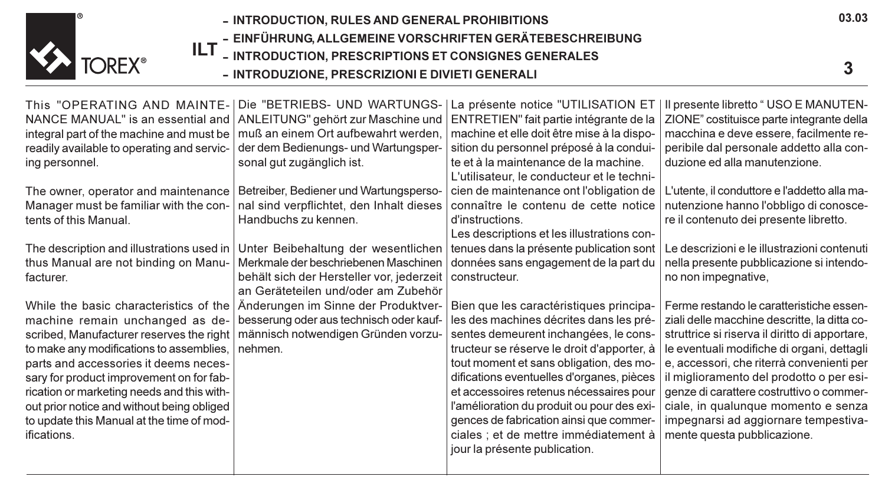# ILT

- INTRODUCTION, RULES AND GENERAL PROHIBITIONS
- EINFÜHRUNG, ALLGEMEINE VORSCHRIFTEN GERÄTEBESCHREIBUNG
- INTRODUCTION, PRESCRIPTIONS ET CONSIGNES GENERALES
- INTRODUZIONE, PRESCRIZIONI E DIVIETI GENERALI

This "OPERATING AND MAINTENANCE MANUAL" is an essential and integral part of the machine and must be readily available to operating and servicing personnel.

The owner, operator and maintenance Manager must be familiar with the contents of this Manual.

The description and illustrations used in thus Manual are not binding on Manufacturer.

While the basic characteristics of the machine remain unchanged as described, Manufacturer reserves the right to make any modifications to assemblies, parts and accessories it deems necessary for product improvement on for fabrication or marketing needs and this without prior notice and without being obliged to update this Manual at the time of modifications.

Die "BETRIEBS- UND WARTUNGSANLEITUNG" gehört zur Maschine und muß an einem Ort aufbewahrt werden, der dem Bedienungs- und Wartungspersonal gut zugänglich ist.

Betreiber, Bediener und Wartungspersonal sind verpflichtet, den Inhalt dieses Handbuchs zu kennen.

Unter Beibehaltung der wesentlichen Merkmale der beschriebenen Maschinen behält sich der Hersteller vor, jederzeit an Geräteteilen und/oder am Zubehör Änderungen im Sinne der Produktverbesserung oder aus technisch oder kaufmännisch notwendigen Gründen vorzunehmen.

La présente notice "UTILISATION ET ENTRETIEN" fait partie intégrante de la machine et elle doit être mise à la disposition du personnel préposé à la conduite et à la maintenance de la machine.
L'utilisateur, le conducteur et le technicien de maintenance ont l'obligation de connaître le contenu de cette notice d'instructions.
Les descriptions et les illustrations contenues dans la présente publication sont données sans engagement de la part du constructeur.

Bien que les caractéristiques principales des machines décrites dans les présentes demeurent inchangées, le constructeur se réserve le droit d'apporter, à tout moment et sans obligation, des modifications eventuelles d'organes, pièces et accessoires retenus nécessaires pour l'amélioration du produit ou pour des exigences de fabrication ainsi que commerciales ; et de mettre immédiatement à jour la présente publication.

Il presente libretto " USO E MANUTENZIONE" costituisce parte integrante della macchina e deve essere, facilmente reperibile dal personale addetto alla conduzione ed alla manutenzione.

L'utente, il conduttore e l'addetto alla manutenzione hanno l'obbligo di conoscere il contenuto dei presente libretto.

Le descrizioni e le illustrazioni contenuti nella presente pubblicazione si intendono non impegnative,

Ferme restando le caratteristiche essenziali delle macchine descritte, la ditta costruttrice si riserva il diritto di apportare, le eventuali modifiche di organi, dettagli e, accessori, che riterrà convenienti per il miglioramento del prodotto o per esigenze di carattere costruttivo o commerciale, in qualunque momento e senza impegnarsi ad aggiornare tempestivamente questa pubblicazione.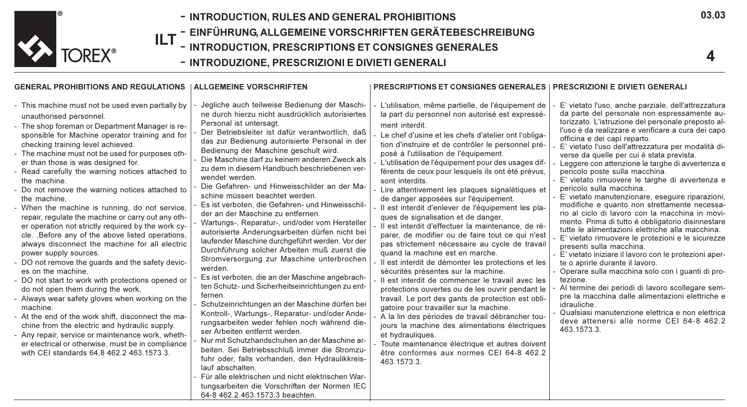# ILT

- INTRODUCTION, RULES AND GENERAL PROHIBITIONS
- EINFÜHRUNG, ALLGEMEINE VORSCHRIFTEN GERÄTEBESCHREIBUNG
- INTRODUCTION, PRESCRIPTIONS ET CONSIGNES GENERALES
- INTRODUZIONE, PRESCRIZIONI E DIVIETI GENERALI

## GENERAL PROHIBITIONS AND REGULATIONS

- This machine must not be used even partially by unauthorised personnel.
- The shop foreman or Department Manager is responsible for Machine operator training and for checking training level achieved.
- The machine must not be used for purposes other than those is was designed for.
- Read carefully the warning notices attached to the machine.
- Do not remove the warning notices attached to the machine,
- When the machine is running, do not service, repair, regulate the machine or carry out any other operation not strictly required by the work cycle. ,Before any of the above listed operations, always disconnect the machine for all electric power supply sources.
- DO not remove the guards and the safety devices on the machine,
- DO not start to work with protections opened or do not open them during the work,
- Always wear safety gloves when working on the machine.
- At the end of the work shift, disconnect the machine from the electric and hydraulic supply.
- Any repair, service or maintenance work, whether electrical or otherwise, must be in compliance with CEI standards 64,8 462.2 463.1573.3.

## ALLGEMEINE VORSCHRIFTEN

- Jegliche auch teilweise Bedienung der Maschine durch hierzu nicht ausdrücklich autorisiertes Personal ist untersagt.
- Der Betriebsleiter ist dafür verantwortlich, daß das zur Bedienung autorisierte Personal in der Bedienung der Maschine geschult wird.
- Die Maschine darf zu keinem anderen Zweck als zu dem in diesem Handbuch beschriebenen verwendet werden.
- Die Gefahren- und Hinweisschilder an der Maschine müssen beachtet werden.
- Es ist verboten, die Gefahren- und Hinweisschilder an der Maschine zu entfernen.
- Wartungs-, Reparatur-, und/oder vom Hersteller autorisierte Änderungsarbeiten dürfen nicht bei laufender Maschine durchgeführt werden. Vor der Durchführung solcher Arbeiten muß zuerst die Stromversorgung zur Maschine unterbrochen werden.
- Es ist verboten, die an der Maschine angebrachten Schutz- und Sicherheitseinrichtungen zu entfernen.
- Schulzeinrichtungen an der Maschine dürfen bei Kontroll-, Wartungs-, Reparatur- und/oder Anderungsarbeiten weder fehlen noch während dieser Arbeiten entfernt werden.
- Nur mit Schutzhandschuhen an der Maschine arbeiten. Sei Betriebsschluß immer die Stromzufuhr oder, falls vorhanden, den Hydraulikkreislauf abschalten.
- Für alle elektrischen und nicht elektrischen Wartungsarbeiten die Vorschriften der Normen IEC 64-8 462.2 463.1573.3 beachten.

## PRESCRIPTIONS ET CONSIGNES GENERALES

- L'utilisation, même partielle, de l'équipement de la part du personnel non autorisé est expressément interdit.
- Le chef d'usine et les chefs d'atelier ont l'obligation d'instruire et de contrôler le personnel préposé à l'utilisation de l'équipement.
- L'utilisation de l'équipement pour des usages différents de ceux pour lesquels ils ont été prévus, sont interdits.
- Lire attentivement les plaques signalétiques et de danger apposées sur l'équipement.
- Il est interdit d'enlever de l'équipement les plaques de signalisation et de danger.
- Il est interdit d'effectuer la maintenance, de réparer, de modifier ou de faire tout ce qui n'est pas strictement nécessaire au cycle de travail quand la machine est en marche.
- Il est interdit de démonter les protections et les sécurités présentes sur la machine.
- Il est interdit de commencer le travail avec les protections ouvertes ou de les ouvrir pendant le travail. Le port des gants de protection est obligatoire pour travailler sur la machine.
- A la lin des périodes de travail débrancher toujours la machine des alimentations électriques et hydrauliques.
- Toute maintenance électrique et autres doivent être conformes aux normes CEI 64-8 462.2 463.1573.3.

## PRESCRIZIONI E DIVIETI GENERALI

- E' vietato l'uso, anche parziale, dell'attrezzatura da parte del personale non espressamente autorizzato. L'istruzione del personale preposto all'uso è da realizzare e verificare a cura dei capo officina e dei capi reparto.
- E' vietato l'uso dell'attrezzatura per modalità diverse da quelle per cui è stata prevista.
- Leggere con attenzione le targhe di avvertenza e pericolo poste sulla macchina.
- E' vietato rimuovere le targhe di avvertenza e pericolo sulla macchina.
- E' vietato manutenzionare, eseguire riparazioni, modifiche e quanto non strettamente necessario al ciclo di lavoro con la macchina in movimento. Prima di tutto è obbligatorio disinnestare tutte le alimentazioni elettriche alla macchina.
- E' vietato rimuovere le protezioni e le sicurezze presenti sulla macchina.
- E' vietato iniziare il lavoro con le protezioni aperte o aprirle durante il lavoro.
- Operare sulla macchina solo con i guanti di protezione.
- Al termine dei periodi di lavoro scollegare sempre la macchina dalle alimentazioni elettriche e idrauliche.
- Qualsiasi manutenzione elettrica e non elettrica deve attenersi alle norme CEI 64-8 462.2 463.1573.3.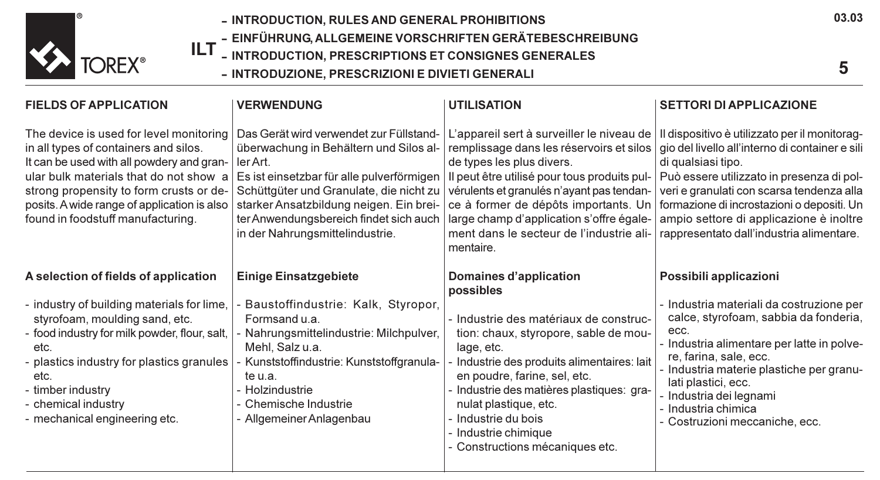- INTRODUCTION, RULES AND GENERAL PROHIBITIONS
- EINFÜHRUNG, ALLGEMEINE VORSCHRIFTEN GERÄTEBESCHREIBUNG
- INTRODUCTION, PRESCRIPTIONS ET CONSIGNES GENERALES
- INTRODUZIONE, PRESCRIZIONI E DIVIETI GENERALI

## FIELDS OF APPLICATION

The device is used for level monitoring in all types of containers and silos.
It can be used with all powdery and granular bulk materials that do not show a strong propensity to form crusts or deposits. A wide range of application is also found in foodstuff manufacturing.

### A selection of fields of application

- industry of building materials for lime, styrofoam, moulding sand, etc.
- food industry for milk powder, flour, salt, etc.
- plastics industry for plastics granules etc.
- timber industry
- chemical industry
- mechanical engineering etc.

## VERWENDUNG

Das Gerät wird verwendet zur Füllstandüberwachung in Behältern und Silos aller Art.
Es ist einsetzbar für alle pulverförmigen Schüttgüter und Granulate, die nicht zu starker Ansatzbildung neigen. Ein breiter Anwendungsbereich findet sich auch in der Nahrungsmittelindustrie.

### Einige Einsatzgebiete

- Baustoffindustrie: Kalk, Styropor, Formsand u.a.
- Nahrungsmittelindustrie: Milchpulver, Mehl, Salz u.a.
- Kunststoffindustrie: Kunststoffgranulate u.a.
- Holzindustrie
- Chemische Industrie
- Allgemeiner Anlagenbau

## UTILISATION

L'appareil sert à surveiller le niveau de remplissage dans les réservoirs et silos de types les plus divers.
Il peut être utilisé pour tous produits pulvérulents et granulés n'ayant pas tendance à former de dépôts importants. Un large champ d'application s'offre également dans le secteur de l'industrie alimentaire.

### Domaines d'application possibles

- Industrie des matériaux de construction: chaux, styropore, sable de moulage, etc.
- Industrie des produits alimentaires: lait en poudre, farine, sel, etc.
- Industrie des matières plastiques: granulat plastique, etc.
- Industrie du bois
- Industrie chimique
- Constructions mécaniques etc.

## SETTORI DI APPLICAZIONE

Il dispositivo è utilizzato per il monitoraggio del livello all'interno di container e sili di qualsiasi tipo.
Può essere utilizzato in presenza di polveri e granulati con scarsa tendenza alla formazione di incrostazioni o depositi. Un ampio settore di applicazione è inoltre rappresentato dall'industria alimentare.

### Possibili applicazioni

- Industria materiali da costruzione per calce, styrofoam, sabbia da fonderia, ecc.
- Industria alimentare per latte in polvere, farina, sale, ecc.
- Industria materie plastiche per granulati plastici, ecc.
- Industria dei legnami
- Industria chimica
- Costruzioni meccaniche, ecc.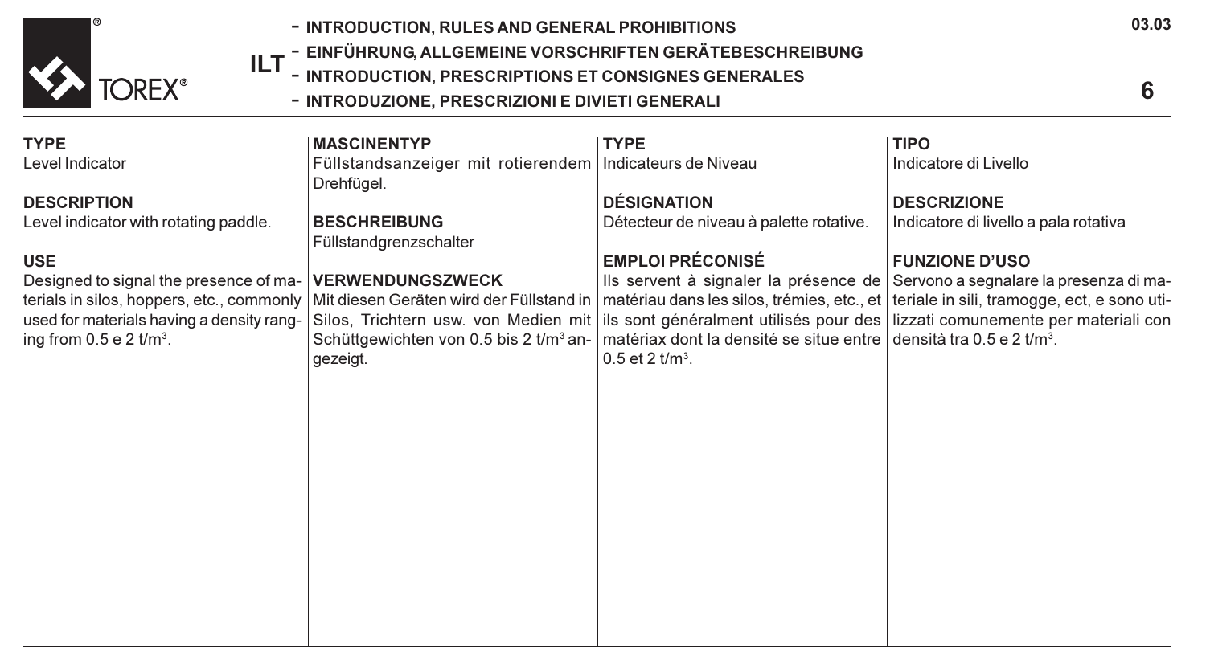TOREX®

**ILT**

- INTRODUCTION, RULES AND GENERAL PROHIBITIONS
- EINFÜHRUNG, ALLGEMEINE VORSCHRIFTEN GERÄTEBESCHREIBUNG
- INTRODUCTION, PRESCRIPTIONS ET CONSIGNES GENERALES
- INTRODUZIONE, PRESCRIZIONI E DIVIETI GENERALI

03.03

**TYPE**
Level Indicator

**DESCRIPTION**
Level indicator with rotating paddle.

**USE**
Designed to signal the presence of materials in silos, hoppers, etc., commonly used for materials having a density ranging from 0.5 e 2 t/m³.

**MASCINENTYP**
Füllstandsanzeiger mit rotierendem Drehfügel.

**BESCHREIBUNG**
Füllstandgrenzschalter

**VERWENDUNGSZWECK**
Mit diesen Geräten wird der Füllstand in Silos, Trichtern usw. von Medien mit Schüttgewichten von 0.5 bis 2 t/m³ angezeigt.

**TYPE**
Indicateurs de Niveau

**DÉSIGNATION**
Détecteur de niveau à palette rotative.

**EMPLOI PRÉCONISÉ**
Ils servent à signaler la présence de matériau dans les silos, trémies, etc., et ils sont généralment utilisés pour des matériax dont la densité se situe entre 0.5 et 2 t/m³.

**TIPO**
Indicatore di Livello

**DESCRIZIONE**
Indicatore di livello a pala rotativa

**FUNZIONE D'USO**
Servono a segnalare la presenza di materiale in sili, tramogge, ect, e sono utilizzati comunemente per materiali con densità tra 0.5 e 2 t/m³.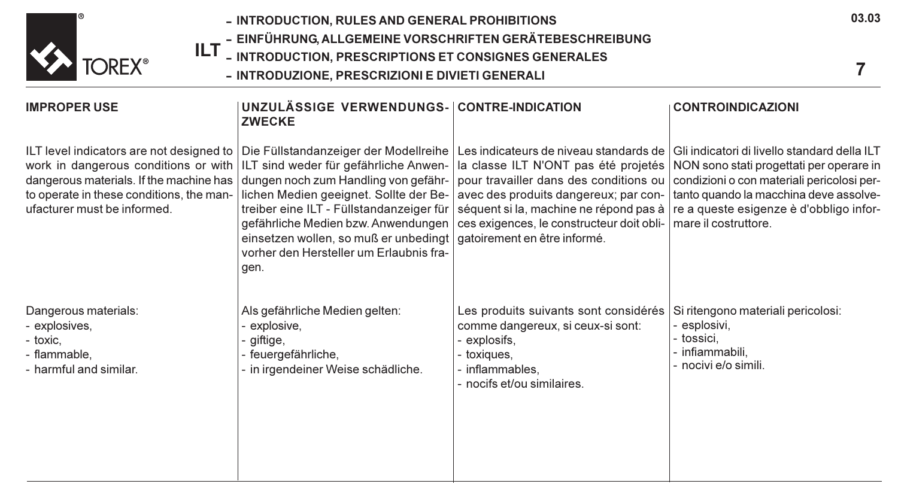## IMPROPER USE

ILT level indicators are not designed to work in dangerous conditions or with dangerous materials. If the machine has to operate in these conditions, the manufacturer must be informed.

Dangerous materials:
- explosives,
- toxic,
- flammable,
- harmful and similar.

## UNZULÄSSIGE VERWENDUNGSZWECKE

Die Füllstandanzeiger der Modellreihe ILT sind weder für gefährliche Anwendungen noch zum Handling von gefährlichen Medien geeignet. Sollte der Betreiber eine ILT - Füllstandanzeiger für gefährliche Medien bzw. Anwendungen einsetzen wollen, so muß er unbedingt vorher den Hersteller um Erlaubnis fragen.

Als gefährliche Medien gelten:
- explosive,
- giftige,
- feuergefährliche,
- in irgendeiner Weise schädliche.

## CONTRE-INDICATION

Les indicateurs de niveau standards de la classe ILT N'ONT pas été projetés pour travailler dans des conditions ou avec des produits dangereux; par conséquent si la, machine ne répond pas à ces exigences, le constructeur doit obligatoirement en être informé.

Les produits suivants sont considérés comme dangereux, si ceux-si sont:
- explosifs,
- toxiques,
- inflammables,
- nocifs et/ou similaires.

## CONTROINDICAZIONI

Gli indicatori di livello standard della ILT NON sono stati progettati per operare in condizioni o con materiali pericolosi pertanto quando la macchina deve assolvere a queste esigenze è d'obbligo informare il costruttore.

Si ritengono materiali pericolosi:
- esplosivi,
- tossici,
- infiammabili,
- nocivi e/o simili.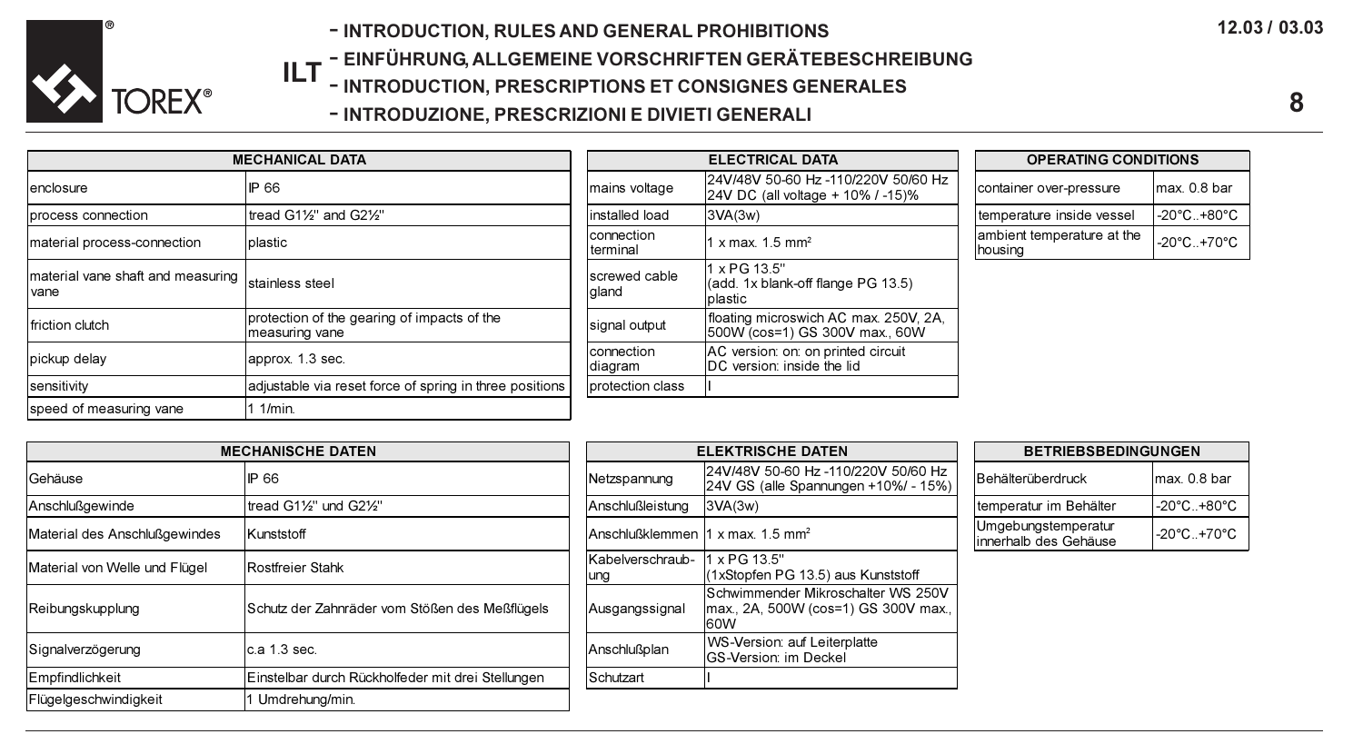# ILT

- INTRODUCTION, RULES AND GENERAL PROHIBITIONS
- EINFÜHRUNG, ALLGEMEINE VORSCHRIFTEN GERÄTEBESCHREIBUNG
- INTRODUCTION, PRESCRIPTIONS ET CONSIGNES GENERALES
- INTRODUZIONE, PRESCRIZIONI E DIVIETI GENERALI

| MECHANICAL DATA | |
|---|---|
| enclosure | IP 66 |
| process connection | tread G1½" and G2½" |
| material process-connection | plastic |
| material vane shaft and measuring vane | stainless steel |
| friction clutch | protection of the gearing of impacts of the measuring vane |
| pickup delay | approx. 1.3 sec. |
| sensitivity | adjustable via reset force of spring in three positions |
| speed of measuring vane | 1 1/min. |

| ELECTRICAL DATA | |
|---|---|
| mains voltage | 24V/48V 50-60 Hz -110/220V 50/60 Hz 24V DC (all voltage + 10% / -15)% |
| installed load | 3VA(3w) |
| connection terminal | 1 x max. 1.5 mm² |
| screwed cable gland | 1 x PG 13.5" (add. 1x blank-off flange PG 13.5) plastic |
| signal output | floating microswich AC max. 250V, 2A, 500W (cos=1) GS 300V max., 60W |
| connection diagram | AC version: on: on printed circuit DC version: inside the lid |
| protection class | I |

| OPERATING CONDITIONS | |
|---|---|
| container over-pressure | max. 0.8 bar |
| temperature inside vessel | -20°C..+80°C |
| ambient temperature at the housing | -20°C..+70°C |

| MECHANISCHE DATEN | |
|---|---|
| Gehäuse | IP 66 |
| Anschlußgewinde | tread G1½" und G2½" |
| Material des Anschlußgewindes | Kunststoff |
| Material von Welle und Flügel | Rostfreier Stahk |
| Reibungskupplung | Schutz der Zahnräder vom Stößen des Meßflügels |
| Signalverzögerung | c.a 1.3 sec. |
| Empfindlichkeit | Einstelbar durch Rückholfeder mit drei Stellungen |
| Flügelgeschwindigkeit | 1 Umdrehung/min. |

| ELEKTRISCHE DATEN | |
|---|---|
| Netzspannung | 24V/48V 50-60 Hz -110/220V 50/60 Hz 24V GS (alle Spannungen +10%/ - 15%) |
| Anschlußleistung | 3VA(3w) |
| Anschlußklemmen | 1 x max. 1.5 mm² |
| Kabelverschraub-ung | 1 x PG 13.5" (1xStopfen PG 13.5) aus Kunststoff |
| Ausgangssignal | Schwimmender Mikroschalter WS 250V max., 2A, 500W (cos=1) GS 300V max., 60W |
| Anschlußplan | WS-Version: auf Leiterplatte GS-Version: im Deckel |
| Schutzart | I |

| BETRIEBSBEDINGUNGEN | |
|---|---|
| Behälterüberdruck | max. 0.8 bar |
| temperatur im Behälter | -20°C..+80°C |
| Umgebungstemperatur innerhalb des Gehäuse | -20°C..+70°C |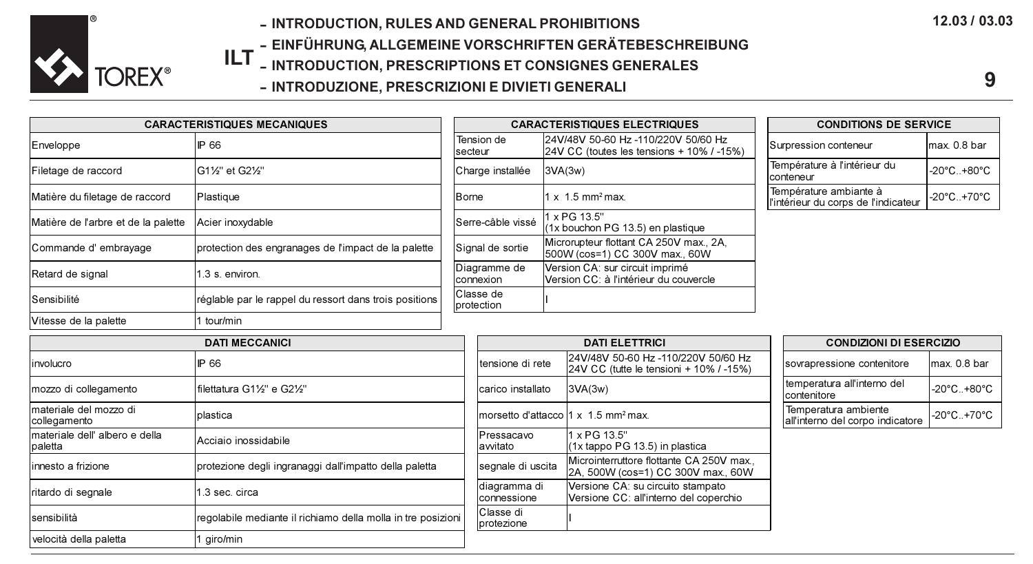# ILT

- INTRODUCTION, RULES AND GENERAL PROHIBITIONS
- EINFÜHRUNG, ALLGEMEINE VORSCHRIFTEN GERÄTEBESCHREIBUNG
- INTRODUCTION, PRESCRIPTIONS ET CONSIGNES GENERALES
- INTRODUZIONE, PRESCRIZIONI E DIVIETI GENERALI

12.03 / 03.03

| CARACTERISTIQUES MECANIQUES | |
|---|---|
| Enveloppe | IP 66 |
| Filetage de raccord | G1½" et G2½" |
| Matière du filetage de raccord | Plastique |
| Matière de l'arbre et de la palette | Acier inoxydable |
| Commande d' embrayage | protection des engranages de l'impact de la palette |
| Retard de signal | 1.3 s. environ. |
| Sensibilité | réglable par le rappel du ressort dans trois positions |
| Vitesse de la palette | 1 tour/min |

| CARACTERISTIQUES ELECTRIQUES | |
|---|---|
| Tension de secteur | 24V/48V 50-60 Hz -110/220V 50/60 Hz<br>24V CC (toutes les tensions + 10% / -15%) |
| Charge installée | 3VA(3w) |
| Borne | 1 x 1.5 mm² max. |
| Serre-câble vissé | 1 x PG 13.5"<br>(1x bouchon PG 13.5) en plastique |
| Signal de sortie | Microrupteur flottant CA 250V max., 2A, 500W (cos=1) CC 300V max., 60W |
| Diagramme de connexion | Version CA: sur circuit imprimé<br>Version CC: à l'intérieur du couvercle |
| Classe de protection | I |

| CONDITIONS DE SERVICE | |
|---|---|
| Surpression conteneur | max. 0.8 bar |
| Température à l'intérieur du conteneur | -20°C..+80°C |
| Température ambiante à l'intérieur du corps de l'indicateur | -20°C..+70°C |

| DATI MECCANICI | |
|---|---|
| involucro | IP 66 |
| mozzo di collegamento | filettatura G1½" e G2½" |
| materiale del mozzo di collegamento | plastica |
| materiale dell' albero e della paletta | Acciaio inossidabile |
| innesto a frizione | protezione degli ingranaggi dall'impatto della paletta |
| ritardo di segnale | 1.3 sec. circa |
| sensibilità | regolabile mediante il richiamo della molla in tre posizioni |
| velocità della paletta | 1 giro/min |

| DATI ELETTRICI | |
|---|---|
| tensione di rete | 24V/48V 50-60 Hz -110/220V 50/60 Hz<br>24V CC (tutte le tensioni + 10% / -15%) |
| carico installato | 3VA(3w) |
| morsetto d'attacco | 1 x 1.5 mm² max. |
| Pressacavo avvitato | 1 x PG 13.5"<br>(1x tappo PG 13.5) in plastica |
| segnale di uscita | Microinterruttore flottante CA 250V max., 2A, 500W (cos=1) CC 300V max., 60W |
| diagramma di connessione | Versione CA: su circuito stampato<br>Versione CC: all'interno del coperchio |
| Classe di protezione | I |

| CONDIZIONI DI ESERCIZIO | |
|---|---|
| sovrapressione contenitore | max. 0.8 bar |
| temperatura all'interno del contenitore | -20°C..+80°C |
| Temperatura ambiente all'interno del corpo indicatore | -20°C..+70°C |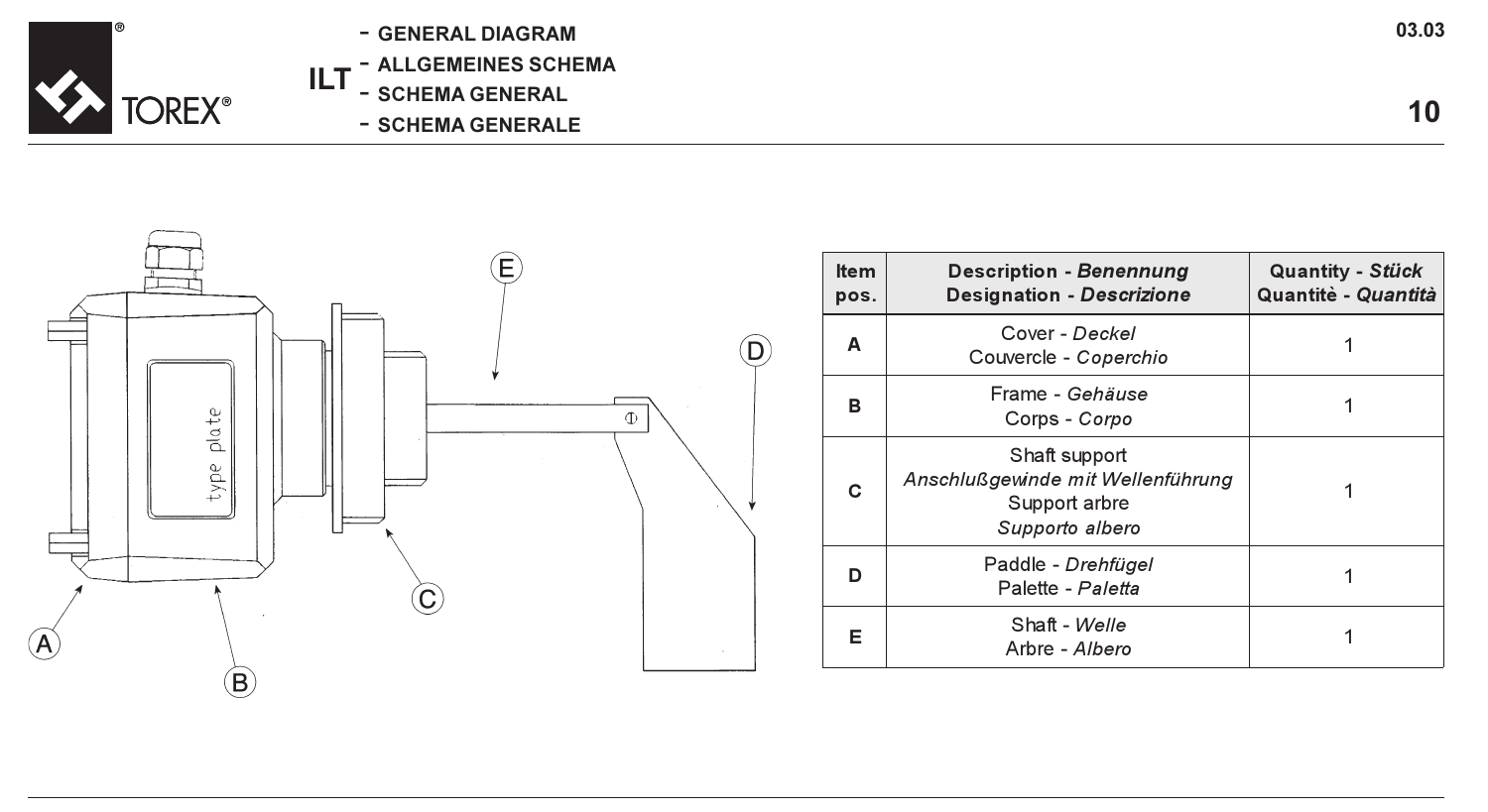# ILT

- GENERAL DIAGRAM
- ALLGEMEINES SCHEMA
- SCHEMA GENERAL
- SCHEMA GENERALE

| Item pos. | Description - *Benennung* Designation - *Descrizione* | Quantity - *Stück* Quantitè - *Quantità* |
|---|---|---|
| A | Cover - *Deckel* Couvercle - *Coperchio* | 1 |
| B | Frame - *Gehäuse* Corps - *Corpo* | 1 |
| C | Shaft support *Anschlußgewinde mit Wellenführung* Support arbre *Supporto albero* | 1 |
| D | Paddle - *Drehfügel* Palette - *Paletta* | 1 |
| E | Shaft - *Welle* Arbre - *Albero* | 1 |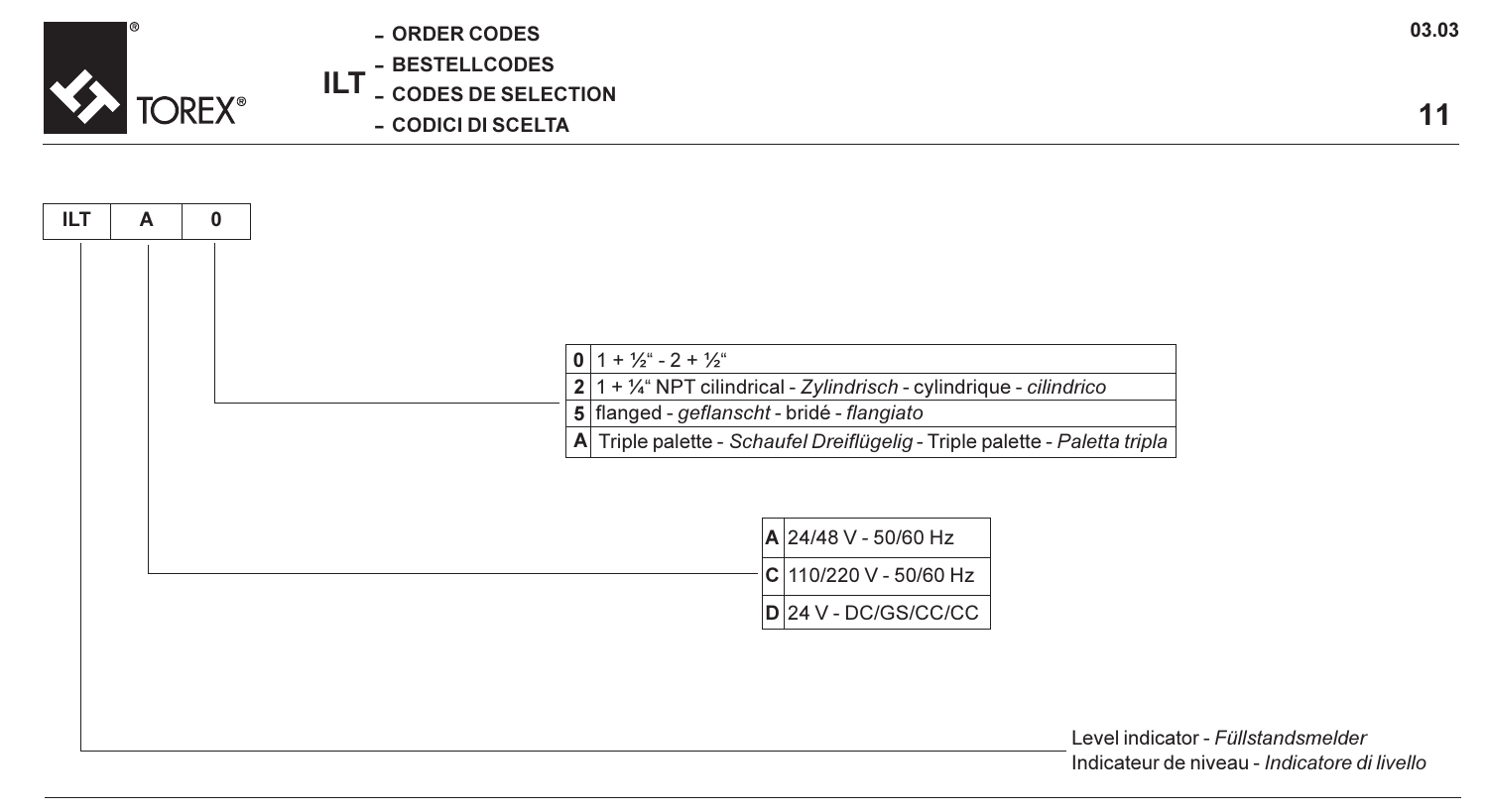# ILT

- ORDER CODES
- BESTELLCODES
- CODES DE SELECTION
- CODICI DI SCELTA

| ILT | A | 0 |
|---|---|---|

| Code | Connection |
|---|---|
| 0 | 1 + ½“ - 2 + ½“ |
| 2 | 1 + ¼“ NPT cilindrical - *Zylindrisch* - cylindrique - *cilindrico* |
| 5 | flanged - *geflanscht* - bridé - *flangiato* |
| A | Triple palette - *Schaufel Dreiflügelig* - Triple palette - *Paletta tripla* |

| Code | Voltage |
|---|---|
| A | 24/48 V - 50/60 Hz |
| C | 110/220 V - 50/60 Hz |
| D | 24 V - DC/GS/CC/CC |

ILT: Level indicator - *Füllstandsmelder*
Indicateur de niveau - *Indicatore di livello*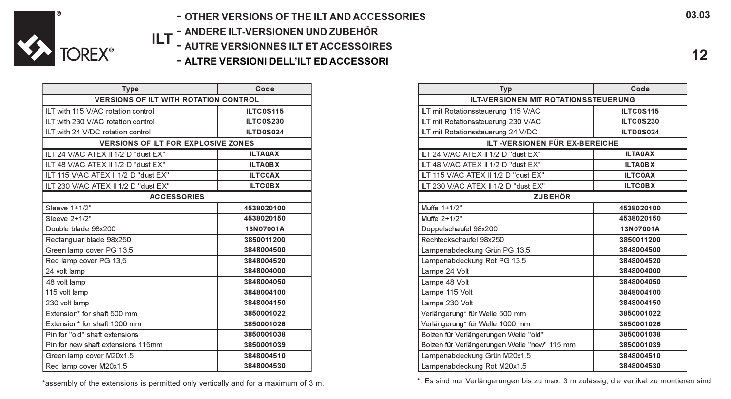# ILT

- OTHER VERSIONS OF THE ILT AND ACCESSORIES
- ANDERE ILT-VERSIONEN UND ZUBEHÖR
- AUTRE VERSIONNES ILT ET ACCESSOIRES
- ALTRE VERSIONI DELL'ILT ED ACCESSORI

| Type | Code |
|---|---|
| **VERSIONS OF ILT WITH ROTATION CONTROL** | |
| ILT with 115 V/AC rotation control | **ILTC0S115** |
| ILT with 230 V/AC rotation control | **ILTC0S230** |
| ILT with 24 V/DC rotation control | **ILTD0S024** |
| **VERSIONS OF ILT FOR EXPLOSIVE ZONES** | |
| ILT 24 V/AC ATEX II 1/2 D "dust EX" | **ILTA0AX** |
| ILT 48 V/AC ATEX II 1/2 D "dust EX" | **ILTA0BX** |
| ILT 115 V/AC ATEX II 1/2 D "dust EX" | **ILTC0AX** |
| ILT 230 V/AC ATEX II 1/2 D "dust EX" | **ILTC0BX** |
| **ACCESSORIES** | |
| Sleeve 1+1/2" | **4538020100** |
| Sleeve 2+1/2" | **4538020150** |
| Double blade 98x200 | **13N07001A** |
| Rectangular blade 98x250 | **3850011200** |
| Green lamp cover PG 13,5 | **3848004500** |
| Red lamp cover PG 13,5 | **3848004520** |
| 24 volt lamp | **3848004000** |
| 48 volt lamp | **3848004050** |
| 115 volt lamp | **3848004100** |
| 230 volt lamp | **3848004150** |
| Extension* for shaft 500 mm | **3850001022** |
| Extension* for shaft 1000 mm | **3850001026** |
| Pin for "old" shaft extensions | **3850001038** |
| Pin for new shaft extensions 115mm | **3850001039** |
| Green lamp cover M20x1.5 | **3848004510** |
| Red lamp cover M20x1.5 | **3848004530** |

*assembly of the extensions is permitted only vertically and for a maximum of 3 m.

| Typ | Code |
|---|---|
| **ILT-VERSIONEN MIT ROTATIONSSTEUERUNG** | |
| ILT mit Rotationssteuerung 115 V/AC | **ILTC0S115** |
| ILT mit Rotationssteuerung 230 V/AC | **ILTC0S230** |
| ILT mit Rotationssteuerung 24 V/DC | **ILTD0S024** |
| **ILT -VERSIONEN FÜR EX-BEREICHE** | |
| ILT 24 V/AC ATEX II 1/2 D "dust EX" | **ILTA0AX** |
| ILT 48 V/AC ATEX II 1/2 D "dust EX" | **ILTA0BX** |
| ILT 115 V/AC ATEX II 1/2 D "dust EX" | **ILTC0AX** |
| ILT 230 V/AC ATEX II 1/2 D "dust EX" | **ILTC0BX** |
| **ZUBEHÖR** | |
| Muffe 1+1/2" | **4538020100** |
| Muffe 2+1/2" | **4538020150** |
| Doppelschaufel 98x200 | **13N07001A** |
| Rechteckschaufel 98x250 | **3850011200** |
| Lampenabdeckung Grün PG 13,5 | **3848004500** |
| Lampenabdeckung Rot PG 13,5 | **3848004520** |
| Lampe 24 Volt | **3848004000** |
| Lampe 48 Volt | **3848004050** |
| Lampe 115 Volt | **3848004100** |
| Lampe 230 Volt | **3848004150** |
| Verlängerung* für Welle 500 mm | **3850001022** |
| Verlängerung* für Welle 1000 mm | **3850001026** |
| Bolzen für Verlängerungen Welle "old" | **3850001038** |
| Bolzen für Verlängerungen Welle "new" 115 mm | **3850001039** |
| Lampenabdeckung Grün M20x1.5 | **3848004510** |
| Lampenabdeckung Rot M20x1.5 | **3848004530** |

*: Es sind nur Verlängerungen bis zu max. 3 m zulässig, die vertikal zu montieren sind.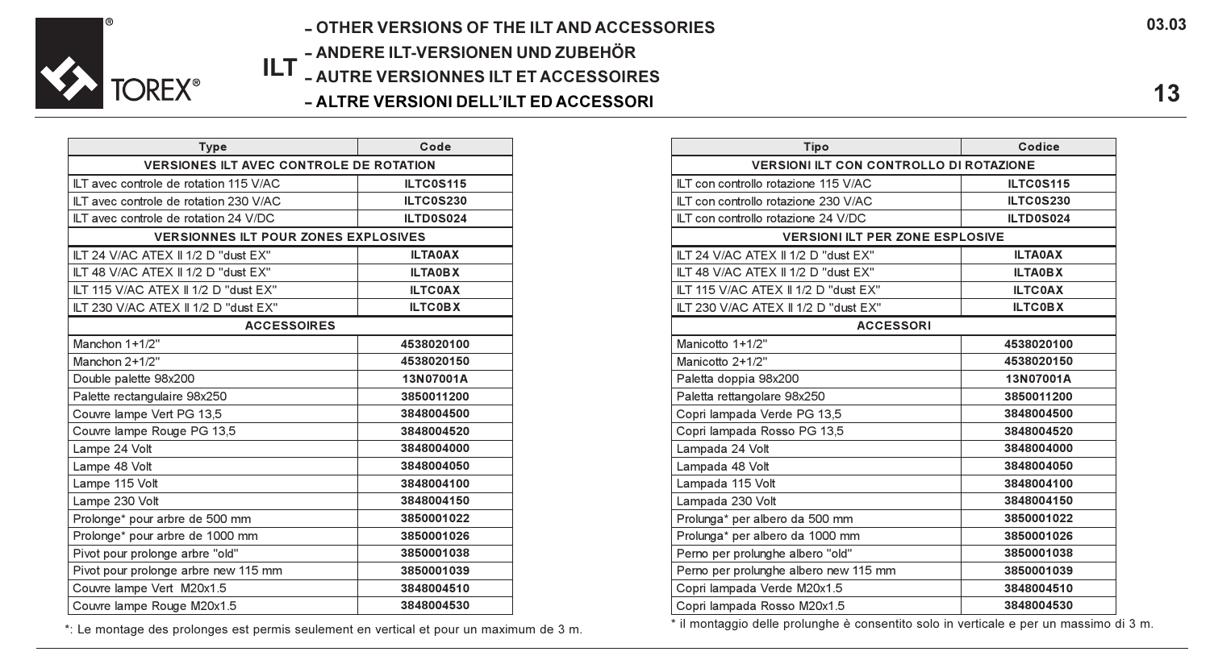# ILT

## – OTHER VERSIONS OF THE ILT AND ACCESSORIES
## – ANDERE ILT-VERSIONEN UND ZUBEHÖR
## – AUTRE VERSIONNES ILT ET ACCESSOIRES
## – ALTRE VERSIONI DELL'ILT ED ACCESSORI

| Type | Code |
|---|---|
| **VERSIONES ILT AVEC CONTROLE DE ROTATION** | |
| ILT avec controle de rotation 115 V/AC | **ILTC0S115** |
| ILT avec controle de rotation 230 V/AC | **ILTC0S230** |
| ILT avec controle de rotation 24 V/DC | **ILTD0S024** |
| **VERSIONNES ILT POUR ZONES EXPLOSIVES** | |
| ILT 24 V/AC ATEX II 1/2 D "dust EX" | **ILTA0AX** |
| ILT 48 V/AC ATEX II 1/2 D "dust EX" | **ILTA0BX** |
| ILT 115 V/AC ATEX II 1/2 D "dust EX" | **ILTC0AX** |
| ILT 230 V/AC ATEX II 1/2 D "dust EX" | **ILTC0BX** |
| **ACCESSOIRES** | |
| Manchon 1+1/2" | **4538020100** |
| Manchon 2+1/2" | **4538020150** |
| Double palette 98x200 | **13N07001A** |
| Palette rectangulaire 98x250 | **3850011200** |
| Couvre lampe Vert PG 13,5 | **3848004500** |
| Couvre lampe Rouge PG 13,5 | **3848004520** |
| Lampe 24 Volt | **3848004000** |
| Lampe 48 Volt | **3848004050** |
| Lampe 115 Volt | **3848004100** |
| Lampe 230 Volt | **3848004150** |
| Prolonge* pour arbre de 500 mm | **3850001022** |
| Prolonge* pour arbre de 1000 mm | **3850001026** |
| Pivot pour prolonge arbre "old" | **3850001038** |
| Pivot pour prolonge arbre new 115 mm | **3850001039** |
| Couvre lampe Vert M20x1.5 | **3848004510** |
| Couvre lampe Rouge M20x1.5 | **3848004530** |

*: Le montage des prolonges est permis seulement en vertical et pour un maximum de 3 m.

| Tipo | Codice |
|---|---|
| **VERSIONI ILT CON CONTROLLO DI ROTAZIONE** | |
| ILT con controllo rotazione 115 V/AC | **ILTC0S115** |
| ILT con controllo rotazione 230 V/AC | **ILTC0S230** |
| ILT con controllo rotazione 24 V/DC | **ILTD0S024** |
| **VERSIONI ILT PER ZONE ESPLOSIVE** | |
| ILT 24 V/AC ATEX II 1/2 D "dust EX" | **ILTA0AX** |
| ILT 48 V/AC ATEX II 1/2 D "dust EX" | **ILTA0BX** |
| ILT 115 V/AC ATEX II 1/2 D "dust EX" | **ILTC0AX** |
| ILT 230 V/AC ATEX II 1/2 D "dust EX" | **ILTC0BX** |
| **ACCESSORI** | |
| Manicotto 1+1/2" | **4538020100** |
| Manicotto 2+1/2" | **4538020150** |
| Paletta doppia 98x200 | **13N07001A** |
| Paletta rettangolare 98x250 | **3850011200** |
| Copri lampada Verde PG 13,5 | **3848004500** |
| Copri lampada Rosso PG 13,5 | **3848004520** |
| Lampada 24 Volt | **3848004000** |
| Lampada 48 Volt | **3848004050** |
| Lampada 115 Volt | **3848004100** |
| Lampada 230 Volt | **3848004150** |
| Prolunga* per albero da 500 mm | **3850001022** |
| Prolunga* per albero da 1000 mm | **3850001026** |
| Perno per prolunghe albero "old" | **3850001038** |
| Perno per prolunghe albero new 115 mm | **3850001039** |
| Copri lampada Verde M20x1.5 | **3848004510** |
| Copri lampada Rosso M20x1.5 | **3848004530** |

* il montaggio delle prolunghe è consentito solo in verticale e per un massimo di 3 m.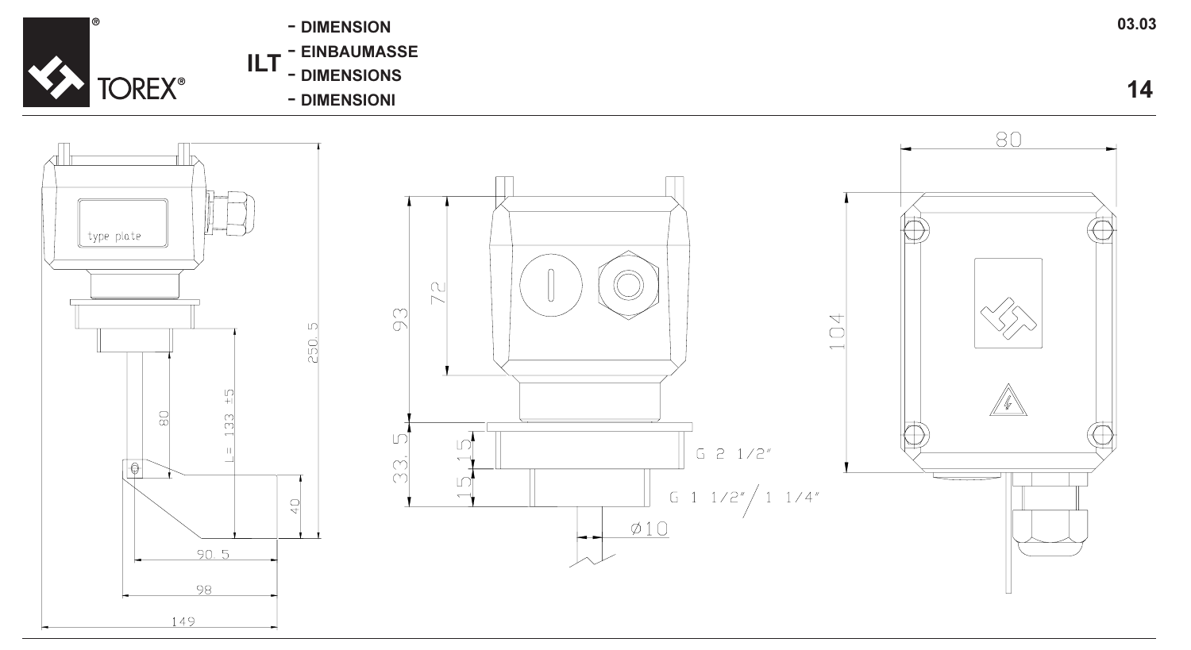# ILT

- DIMENSION
- EINBAUMASSE
- DIMENSIONS
- DIMENSIONI

type plate

250.5

L= 133 ±5

80

40

90.5

98

149

93

72

33.5

15.15

15

G 2 1/2"

G 1 1/2" / 1 1/4"

Ø10

80

104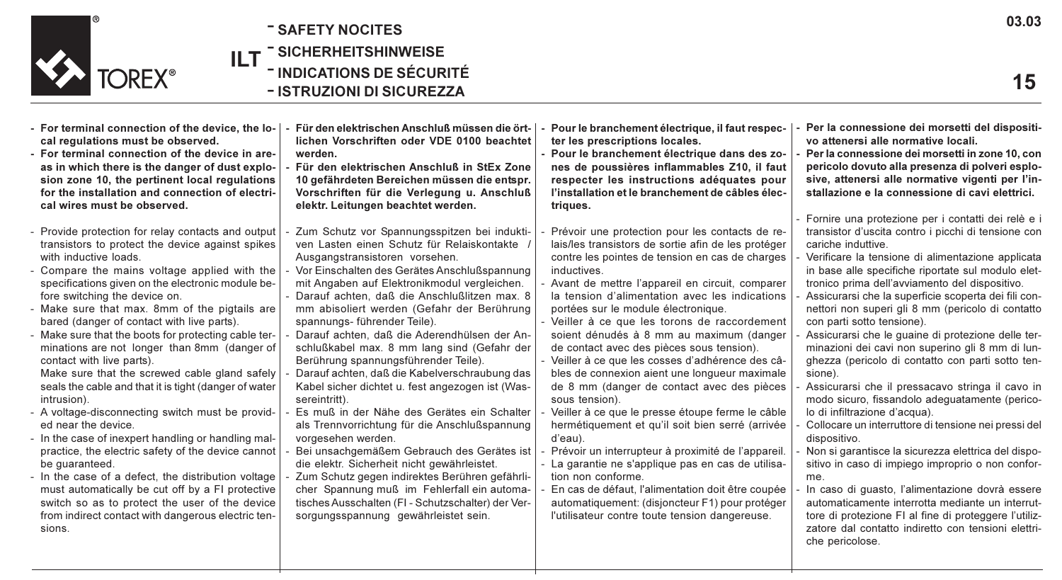# ILT

## - SAFETY NOCITES
## - SICHERHEITSHINWEISE
## - INDICATIONS DE SÉCURITÉ
## - ISTRUZIONI DI SICUREZZA

- **For terminal connection of the device, the local regulations must be observed.**
- **For terminal connection of the device in areas in which there is the danger of dust explosion zone 10, the pertinent local regulations for the installation and connection of electrical wires must be observed.**

- Provide protection for relay contacts and output transistors to protect the device against spikes with inductive loads.
- Compare the mains voltage applied with the specifications given on the electronic module before switching the device on.
- Make sure that max. 8mm of the pigtails are bared (danger of contact with live parts).
- Make sure that the boots for protecting cable terminations are not longer than 8mm (danger of contact with live parts).
  Make sure that the screwed cable gland safely seals the cable and that it is tight (danger of water intrusion).
- A voltage-disconnecting switch must be provided near the device.
- In the case of inexpert handling or handling malpractice, the electric safety of the device cannot be guaranteed.
- In the case of a defect, the distribution voltage must automatically be cut off by a FI protective switch so as to protect the user of the device from indirect contact with dangerous electric tensions.

- **Für den elektrischen Anschluß müssen die örtlichen Vorschriften oder VDE 0100 beachtet werden.**
- **Für den elektrischen Anschluß in StEx Zone 10 gefährdeten Bereichen müssen die entspr. Vorschriften für die Verlegung u. Anschluß elektr. Leitungen beachtet werden.**

- Zum Schutz vor Spannungsspitzen bei induktiven Lasten einen Schutz für Relaiskontakte / Ausgangstransistoren vorsehen.
- Vor Einschalten des Gerätes Anschlußspannung mit Angaben auf Elektronikmodul vergleichen.
- Darauf achten, daß die Anschlußlitzen max. 8 mm abisoliert werden (Gefahr der Berührung spannungs- führender Teile).
- Darauf achten, daß die Aderendhülsen der Anschlußkabel max. 8 mm lang sind (Gefahr der Berührung spannungsführender Teile).
- Darauf achten, daß die Kabelverschraubung das Kabel sicher dichtet u. fest angezogen ist (Wassereintritt).
- Es muß in der Nähe des Gerätes ein Schalter als Trennvorrichtung für die Anschlußspannung vorgesehen werden.
- Bei unsachgemäßem Gebrauch des Gerätes ist die elektr. Sicherheit nicht gewährleistet.
- Zum Schutz gegen indirektes Berühren gefährlicher Spannung muß im Fehlerfall ein automatisches Ausschalten (FI - Schutzschalter) der Versorgungsspannung gewährleistet sein.

- **Pour le branchement électrique, il faut respecter les prescriptions locales.**
- **Pour le branchement électrique dans des zones de poussières inflammables Z10, il faut respecter les instructions adéquates pour l'installation et le branchement de câbles électriques.**

- Prévoir une protection pour les contacts de relais/les transistors de sortie afin de les protéger contre les pointes de tension en cas de charges inductives.
- Avant de mettre l'appareil en circuit, comparer la tension d'alimentation avec les indications portées sur le module électronique.
- Veiller à ce que les torons de raccordement soient dénudés à 8 mm au maximum (danger de contact avec des pièces sous tension).
- Veiller à ce que les cosses d'adhérence des câbles de connexion aient une longueur maximale de 8 mm (danger de contact avec des pièces sous tension).
- Veiller à ce que le presse étoupe ferme le câble hermétiquement et qu'il soit bien serré (arrivée d'eau).
- Prévoir un interrupteur à proximité de l'appareil.
- La garantie ne s'applique pas en cas de utilisation non conforme.
- En cas de défaut, l'alimentation doit être coupée automatiquement: (disjoncteur F1) pour protéger l'utilisateur contre toute tension dangereuse.

- **Per la connessione dei morsetti del dispositivo attenersi alle normative locali.**
- **Per la connessione dei morsetti in zone 10, con pericolo dovuto alla presenza di polveri esplosive, attenersi alle normative vigenti per l'installazione e la connessione di cavi elettrici.**

- Fornire una protezione per i contatti dei relè e i transistor d'uscita contro i picchi di tensione con cariche induttive.
- Verificare la tensione di alimentazione applicata in base alle specifiche riportate sul modulo elettronico prima dell'avviamento del dispositivo.
- Assicurarsi che la superficie scoperta dei fili connettori non superi gli 8 mm (pericolo di contatto con parti sotto tensione).
- Assicurarsi che le guaine di protezione delle terminazioni dei cavi non superino gli 8 mm di lunghezza (pericolo di contatto con parti sotto tensione).
- Assicurarsi che il pressacavo stringa il cavo in modo sicuro, fissandolo adeguatamente (pericolo di infiltrazione d'acqua).
- Collocare un interruttore di tensione nei pressi del dispositivo.
- Non si garantisce la sicurezza elettrica del dispositivo in caso di impiego improprio o non conforme.
- In caso di guasto, l'alimentazione dovrà essere automaticamente interrotta mediante un interruttore di protezione FI al fine di proteggere l'utilizzatore dal contatto indiretto con tensioni elettriche pericolose.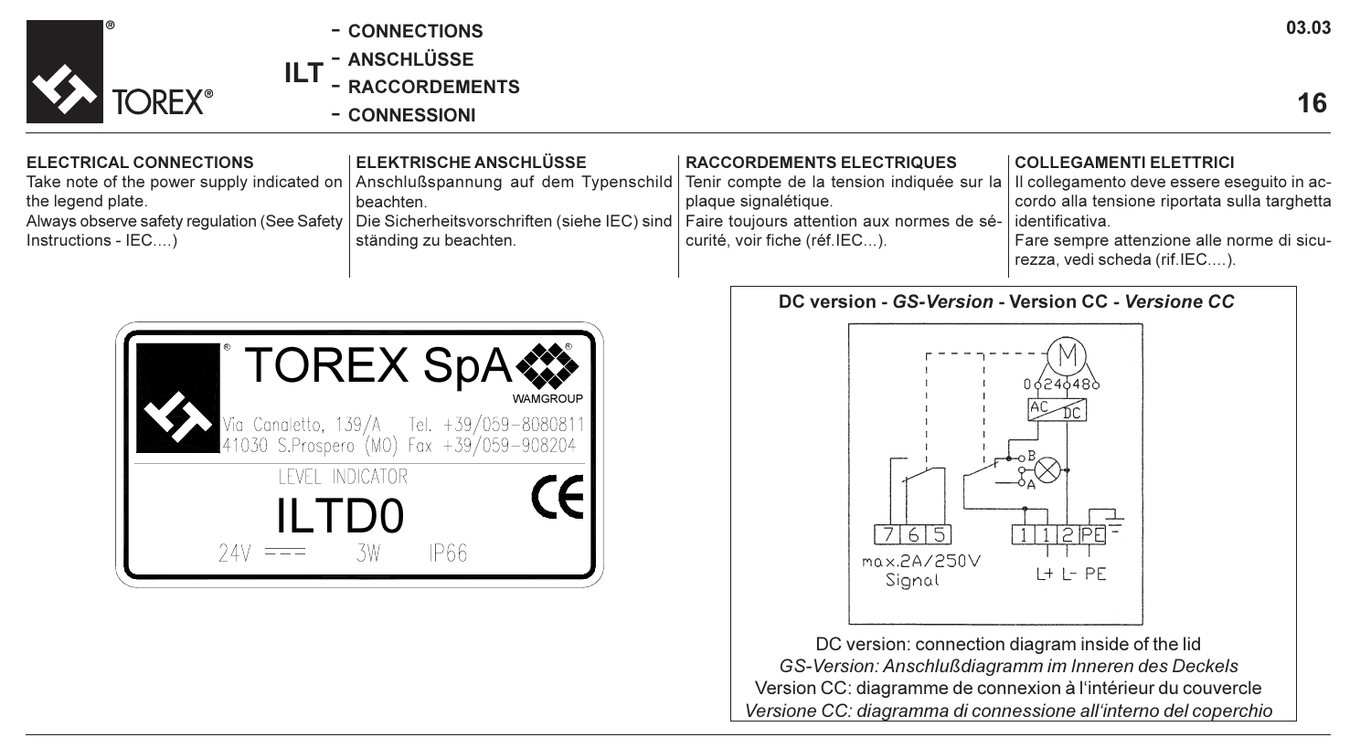# ILT

- CONNECTIONS
- ANSCHLÜSSE
- RACCORDEMENTS
- CONNESSIONI

### ELECTRICAL CONNECTIONS

Take note of the power supply indicated on the legend plate.

Always observe safety regulation (See Safety Instructions - IEC....)

### ELEKTRISCHE ANSCHLÜSSE

Anschlußspannung auf dem Typenschild beachten.

Die Sicherheitsvorschriften (siehe IEC) sind ständing zu beachten.

### RACCORDEMENTS ELECTRIQUES

Tenir compte de la tension indiquée sur la plaque signalétique.

Faire toujours attention aux normes de sécurité, voir fiche (réf.IEC...).

### COLLEGAMENTI ELETTRICI

Il collegamento deve essere eseguito in accordo alla tensione riportata sulla targhetta identificativa.

Fare sempre attenzione alle norme di sicurezza, vedi scheda (rif.IEC....).

TOREX SpA  
WAMGROUP  
Via Canaletto, 139/A Tel. +39/059-8080811  
41030 S.Prospero (MO) Fax +39/059-908204  
LEVEL INDICATOR  
ILTD0  
24V ⎓ 3W IP66

**DC version - *GS-Version* - Version CC - *Versione CC***

M  
0 24 48  
AC/DC  
B  
A  
7 6 5  
max.2A/250V  
Signal  
1 1 2 PE  
L+ L- PE

DC version: connection diagram inside of the lid  
*GS-Version: Anschlußdiagramm im Inneren des Deckels*  
Version CC: diagramme de connexion à l'intérieur du couvercle  
*Versione CC: diagramma di connessione all'interno del coperchio*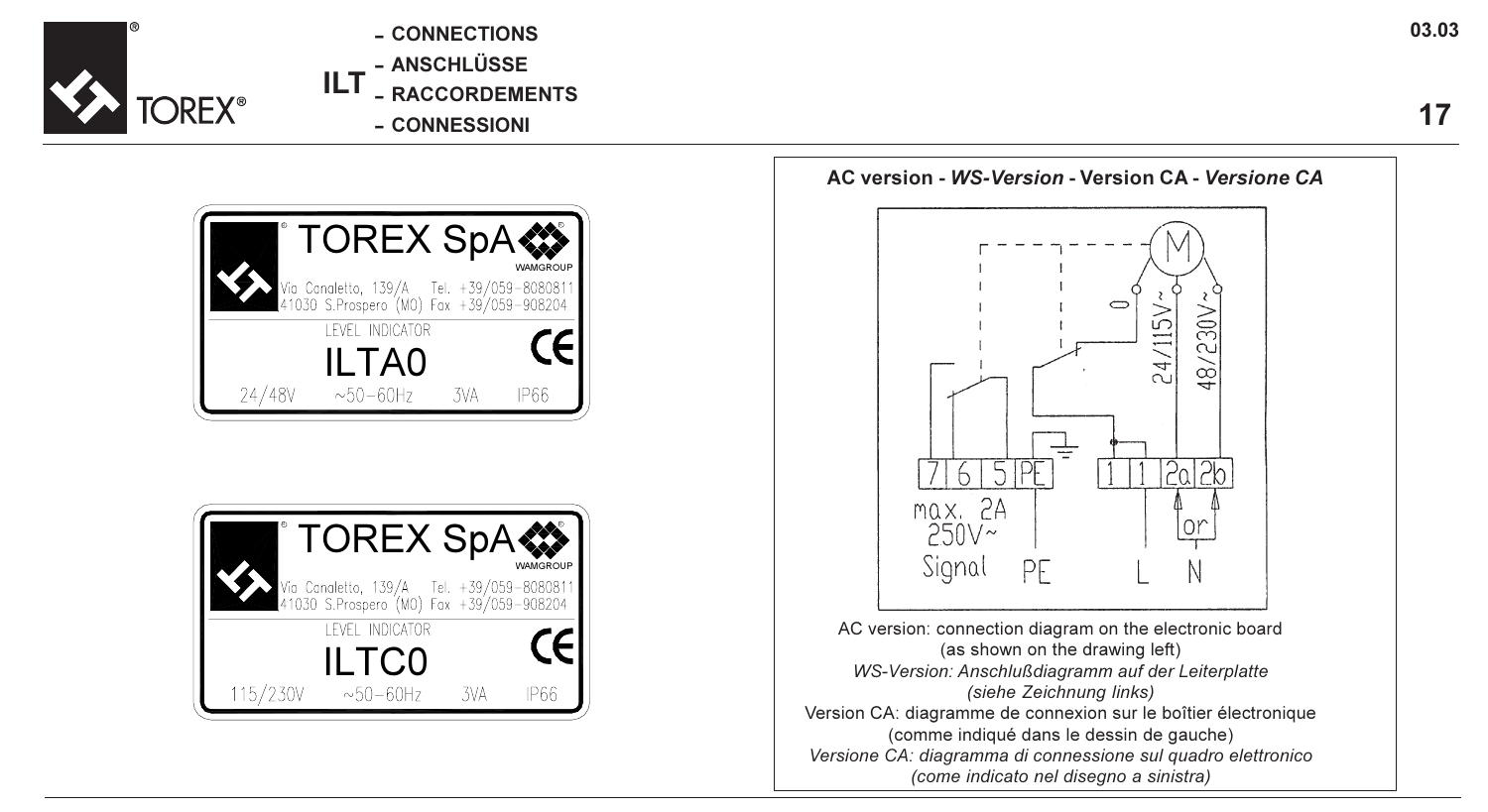## ILT – CONNECTIONS – ANSCHLÜSSE – RACCORDEMENTS – CONNESSIONI

TOREX SpA
WAMGROUP
Via Canaletto, 139/A Tel. +39/059-8080811
41030 S.Prospero (MO) Fax +39/059-908204
LEVEL INDICATOR
ILTA0
24/48V ~50-60Hz 3VA IP66

TOREX SpA
WAMGROUP
Via Canaletto, 139/A Tel. +39/059-8080811
41030 S.Prospero (MO) Fax +39/059-908204
LEVEL INDICATOR
ILTC0
115/230V ~50-60Hz 3VA IP66

**AC version -** ***WS-Version*** **- Version CA -** ***Versione CA***

M
0
24/115V~
48/230V~
7 6 5 PE 1 1 2a 2b
max. 2A
250V~
Signal PE L N
or

AC version: connection diagram on the electronic board (as shown on the drawing left)

*WS-Version: Anschlußdiagramm auf der Leiterplatte (siehe Zeichnung links)*

Version CA: diagramme de connexion sur le boîtier électronique (comme indiqué dans le dessin de gauche)

*Versione CA: diagramma di connessione sul quadro elettronico (come indicato nel disegno a sinistra)*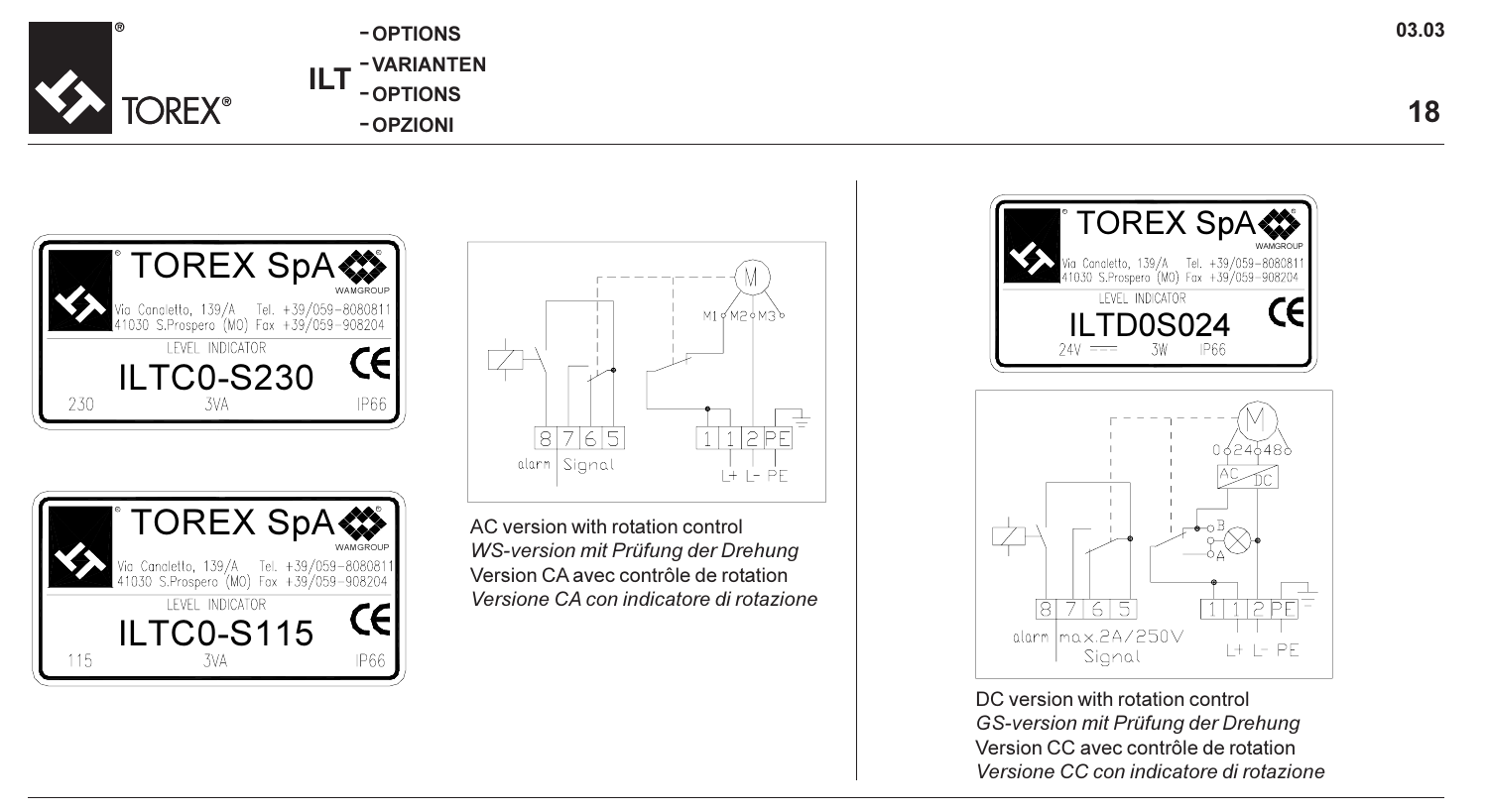# ILT

- OPTIONS
- VARIANTEN
- OPTIONS
- OPZIONI

TOREX SpA
Via Canaletto, 139/A Tel. +39/059-8080811
41030 S.Prospero (MO) Fax +39/059-908204
LEVEL INDICATOR
ILTC0-S230
230 3VA IP66

TOREX SpA
Via Canaletto, 139/A Tel. +39/059-8080811
41030 S.Prospero (MO) Fax +39/059-908204
LEVEL INDICATOR
ILTC0-S115
115 3VA IP66

M1 M2 M3
8 7 6 5 — alarm | Signal
1 1 2 PE — L+ L- PE

AC version with rotation control
*WS-version mit Prüfung der Drehung*
Version CA avec contrôle de rotation
*Versione CA con indicatore di rotazione*

TOREX SpA
Via Canaletto, 139/A Tel. +39/059-8080811
41030 S.Prospero (MO) Fax +39/059-908204
LEVEL INDICATOR
ILTD0S024
24V === 3W IP66

0 24 48
AC DC
B A
8 7 6 5 — alarm | max.2A/250V Signal
1 1 2 PE — L+ L- PE

DC version with rotation control
*GS-version mit Prüfung der Drehung*
Version CC avec contrôle de rotation
*Versione CC con indicatore di rotazione*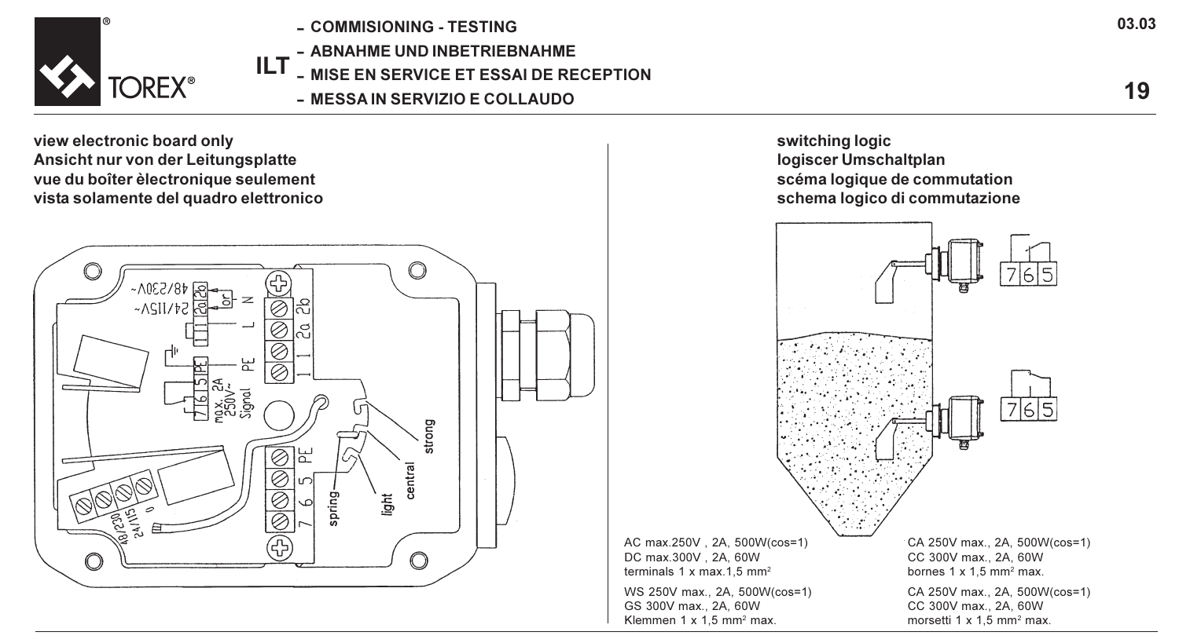# ILT

- COMMISIONING - TESTING
- ABNAHME UND INBETRIEBNAHME
- MISE EN SERVICE ET ESSAI DE RECEPTION
- MESSA IN SERVIZIO E COLLAUDO

**view electronic board only**
**Ansicht nur von der Leitungsplatte**
**vue du boîter èlectronique seulement**
**vista solamente del quadro elettronico**

48/230V~ 2b
24/115V~ 2a
or
1 N
L
PE
7 6 5 PE max. 2A 250V~ Signal
PE
5
6
7
48/230 24/115 0
spring
light
central
strong

**switching logic**
**logiscer Umschaltplan**
**scéma logique de commutation**
**schema logico di commutazione**

7 6 5

7 6 5

AC max.250V , 2A, 500W(cos=1)
DC max.300V , 2A, 60W
terminals 1 x max.1,5 mm²

WS 250V max., 2A, 500W(cos=1)
GS 300V max., 2A, 60W
Klemmen 1 x 1,5 mm² max.

CA 250V max., 2A, 500W(cos=1)
CC 300V max., 2A, 60W
bornes 1 x 1,5 mm² max.

CA 250V max., 2A, 500W(cos=1)
CC 300V max., 2A, 60W
morsetti 1 x 1,5 mm² max.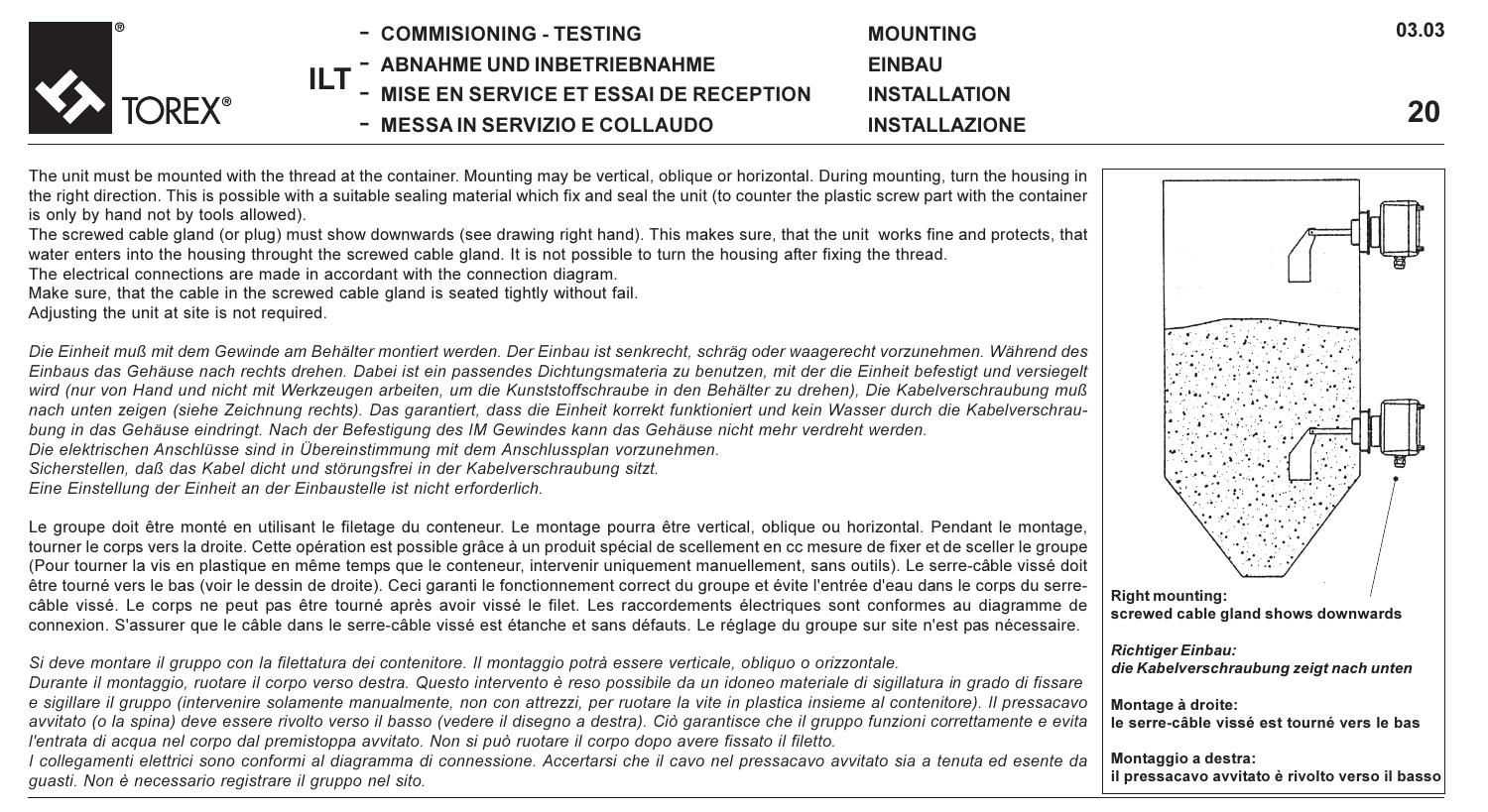# ILT

- COMMISIONING - TESTING — MOUNTING
- ABNAHME UND INBETRIEBNAHME — EINBAU
- MISE EN SERVICE ET ESSAI DE RECEPTION — INSTALLATION
- MESSA IN SERVIZIO E COLLAUDO — INSTALLAZIONE

The unit must be mounted with the thread at the container. Mounting may be vertical, oblique or horizontal. During mounting, turn the housing in the right direction. This is possible with a suitable sealing material which fix and seal the unit (to counter the plastic screw part with the container is only by hand not by tools allowed).
The screwed cable gland (or plug) must show downwards (see drawing right hand). This makes sure, that the unit works fine and protects, that water enters into the housing throught the screwed cable gland. It is not possible to turn the housing after fixing the thread.
The electrical connections are made in accordant with the connection diagram.
Make sure, that the cable in the screwed cable gland is seated tightly without fail.
Adjusting the unit at site is not required.

*Die Einheit muß mit dem Gewinde am Behälter montiert werden. Der Einbau ist senkrecht, schräg oder waagerecht vorzunehmen. Während des Einbaus das Gehäuse nach rechts drehen. Dabei ist ein passendes Dichtungsmateria zu benutzen, mit der die Einheit befestigt und versiegelt wird (nur von Hand und nicht mit Werkzeugen arbeiten, um die Kunststoffschraube in den Behälter zu drehen), Die Kabelverschraubung muß nach unten zeigen (siehe Zeichnung rechts). Das garantiert, dass die Einheit korrekt funktioniert und kein Wasser durch die Kabelverschraubung in das Gehäuse eindringt. Nach der Befestigung des IM Gewindes kann das Gehäuse nicht mehr verdreht werden.*
*Die elektrischen Anschlüsse sind in Übereinstimmung mit dem Anschlussplan vorzunehmen.*
*Sicherstellen, daß das Kabel dicht und störungsfrei in der Kabelverschraubung sitzt.*
*Eine Einstellung der Einheit an der Einbaustelle ist nicht erforderlich.*

Le groupe doit être monté en utilisant le filetage du conteneur. Le montage pourra être vertical, oblique ou horizontal. Pendant le montage, tourner le corps vers la droite. Cette opération est possible grâce à un produit spécial de scellement en cc mesure de fixer et de sceller le groupe (Pour tourner la vis en plastique en même temps que le conteneur, intervenir uniquement manuellement, sans outils). Le serre-câble vissé doit être tourné vers le bas (voir le dessin de droite). Ceci garanti le fonctionnement correct du groupe et évite l'entrée d'eau dans le corps du serre-câble vissé. Le corps ne peut pas être tourné après avoir vissé le filet. Les raccordements électriques sont conformes au diagramme de connexion. S'assurer que le câble dans le serre-câble vissé est étanche et sans défauts. Le réglage du groupe sur site n'est pas nécessaire.

*Si deve montare il gruppo con la filettatura dei contenitore. Il montaggio potrà essere verticale, obliquo o orizzontale.*
*Durante il montaggio, ruotare il corpo verso destra. Questo intervento è reso possibile da un idoneo materiale di sigillatura in grado di fissare e sigillare il gruppo (intervenire solamente manualmente, non con attrezzi, per ruotare la vite in plastica insieme al contenitore). Il pressacavo avvitato (o la spina) deve essere rivolto verso il basso (vedere il disegno a destra). Ciò garantisce che il gruppo funzioni correttamente e evita l'entrata di acqua nel corpo dal premistoppa avvitato. Non si può ruotare il corpo dopo avere fissato il filetto.*
*I collegamenti elettrici sono conformi al diagramma di connessione. Accertarsi che il cavo nel pressacavo avvitato sia a tenuta ed esente da guasti. Non è necessario registrare il gruppo nel sito.*

**Right mounting:**
**screwed cable gland shows downwards**

***Richtiger Einbau:***
***die Kabelverschraubung zeigt nach unten***

**Montage à droite:**
**le serre-câble vissé est tourné vers le bas**

**Montaggio a destra:**
**il pressacavo avvitato è rivolto verso il basso**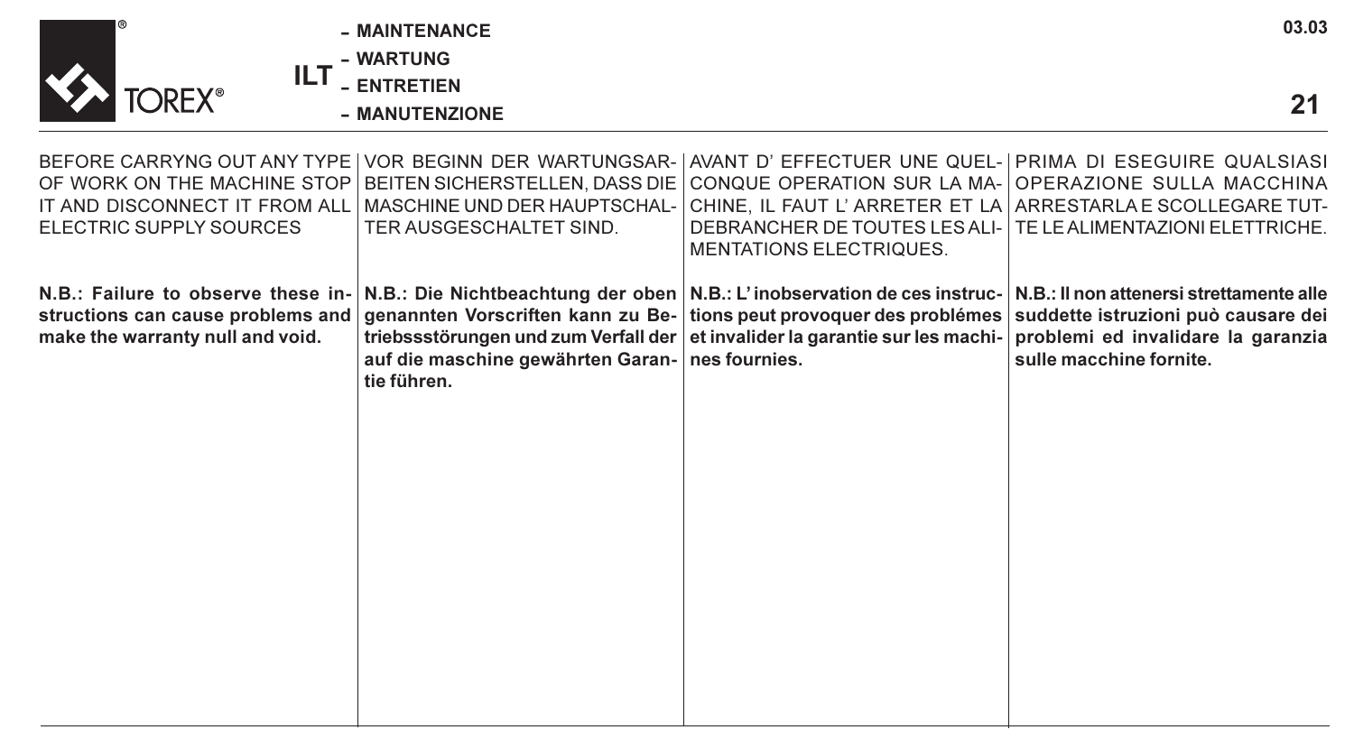# MAINTENANCE – WARTUNG – ENTRETIEN – MANUTENZIONE

BEFORE CARRYNG OUT ANY TYPE OF WORK ON THE MACHINE STOP IT AND DISCONNECT IT FROM ALL ELECTRIC SUPPLY SOURCES

**N.B.: Failure to observe these instructions can cause problems and make the warranty null and void.**

VOR BEGINN DER WARTUNGSARBEITEN SICHERSTELLEN, DASS DIE MASCHINE UND DER HAUPTSCHALTER AUSGESCHALTET SIND.

**N.B.: Die Nichtbeachtung der oben genannten Vorscriften kann zu Betriebssstörungen und zum Verfall der auf die maschine gewährten Garantie führen.**

AVANT D' EFFECTUER UNE QUELCONQUE OPERATION SUR LA MACHINE, IL FAUT L' ARRETER ET LA DEBRANCHER DE TOUTES LES ALIMENTATIONS ELECTRIQUES.

**N.B.: L'inobservation de ces instructions peut provoquer des problémes et invalider la garantie sur les machines fournies.**

PRIMA DI ESEGUIRE QUALSIASI OPERAZIONE SULLA MACCHINA ARRESTARLA E SCOLLEGARE TUTTE LE ALIMENTAZIONI ELETTRICHE.

**N.B.: Il non attenersi strettamente alle suddette istruzioni può causare dei problemi ed invalidare la garanzia sulle macchine fornite.**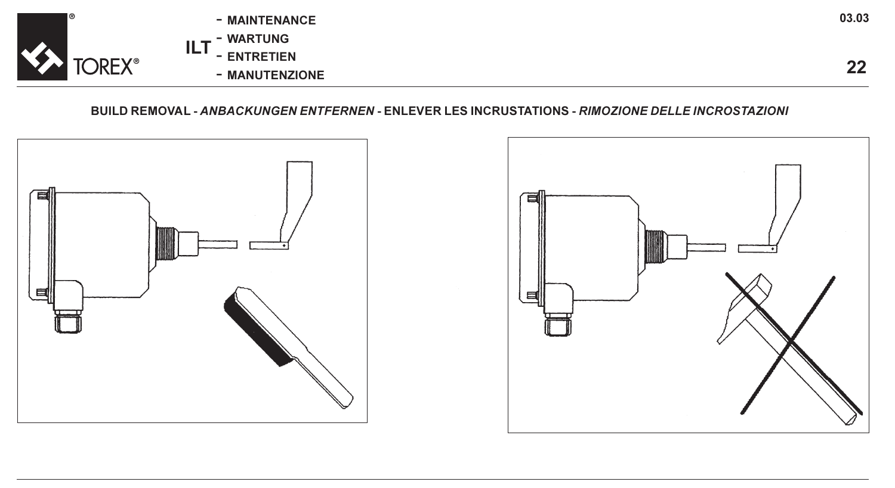## BUILD REMOVAL - *ANBACKUNGEN ENTFERNEN* - ENLEVER LES INCRUSTATIONS - *RIMOZIONE DELLE INCROSTAZIONI*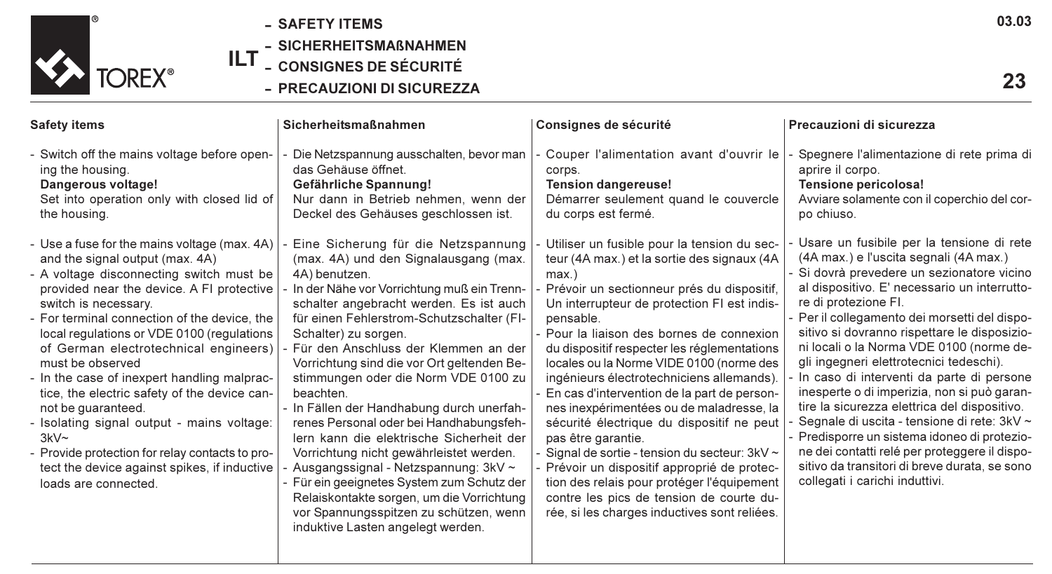# ILT

- SAFETY ITEMS
- SICHERHEITSMAßNAHMEN
- CONSIGNES DE SÉCURITÉ
- PRECAUZIONI DI SICUREZZA

## Safety items

- Switch off the mains voltage before opening the housing.
  **Dangerous voltage!**
  Set into operation only with closed lid of the housing.

- Use a fuse for the mains voltage (max. 4A) and the signal output (max. 4A)
- A voltage disconnecting switch must be provided near the device. A FI protective switch is necessary.
- For terminal connection of the device, the local regulations or VDE 0100 (regulations of German electrotechnical engineers) must be observed
- In the case of inexpert handling malpractice, the electric safety of the device cannot be guaranteed.
- Isolating signal output - mains voltage: 3kV~
- Provide protection for relay contacts to protect the device against spikes, if inductive loads are connected.

## Sicherheitsmaßnahmen

- Die Netzspannung ausschalten, bevor man das Gehäuse öffnet.
  **Gefährliche Spannung!**
  Nur dann in Betrieb nehmen, wenn der Deckel des Gehäuses geschlossen ist.

- Eine Sicherung für die Netzspannung (max. 4A) und den Signalausgang (max. 4A) benutzen.
- In der Nähe vor Vorrichtung muß ein Trennschalter angebracht werden. Es ist auch für einen Fehlerstrom-Schutzschalter (FI-Schalter) zu sorgen.
- Für den Anschluss der Klemmen an der Vorrichtung sind die vor Ort geltenden Bestimmungen oder die Norm VDE 0100 zu beachten.
- In Fällen der Handhabung durch unerfahrenes Personal oder bei Handhabungsfehlern kann die elektrische Sicherheit der Vorrichtung nicht gewährleistet werden.
- Ausgangssignal - Netzspannung: 3kV ~
- Für ein geeignetes System zum Schutz der Relaiskontakte sorgen, um die Vorrichtung vor Spannungsspitzen zu schützen, wenn induktive Lasten angelegt werden.

## Consignes de sécurité

- Couper l'alimentation avant d'ouvrir le corps.
  **Tension dangereuse!**
  Démarrer seulement quand le couvercle du corps est fermé.

- Utiliser un fusible pour la tension du secteur (4A max.) et la sortie des signaux (4A max.)
- Prévoir un sectionneur prés du dispositif, Un interrupteur de protection FI est indispensable.
- Pour la liaison des bornes de connexion du dispositif respecter les réglementations locales ou la Norme VIDE 0100 (norme des ingénieurs électrotechniciens allemands).
- En cas d'intervention de la part de personnes inexpérimentées ou de maladresse, la sécurité électrique du dispositif ne peut pas être garantie.
- Signal de sortie - tension du secteur: 3kV ~
- Prévoir un dispositif approprié de protection des relais pour protéger l'équipement contre les pics de tension de courte durée, si les charges inductives sont reliées.

## Precauzioni di sicurezza

- Spegnere l'alimentazione di rete prima di aprire il corpo.
  **Tensione pericolosa!**
  Avviare solamente con il coperchio del corpo chiuso.

- Usare un fusibile per la tensione di rete (4A max.) e l'uscita segnali (4A max.)
- Si dovrà prevedere un sezionatore vicino al dispositivo. E' necessario un interruttore di protezione FI.
- Per il collegamento dei morsetti del dispositivo si dovranno rispettare le disposizioni locali o la Norma VDE 0100 (norme degli ingegneri elettrotecnici tedeschi).
- In caso di interventi da parte di persone inesperte o di imperizia, non si può garantire la sicurezza elettrica del dispositivo.
- Segnale di uscita - tensione di rete: 3kV ~
- Predisporre un sistema idoneo di protezione dei contatti relé per proteggere il dispositivo da transitori di breve durata, se sono collegati i carichi induttivi.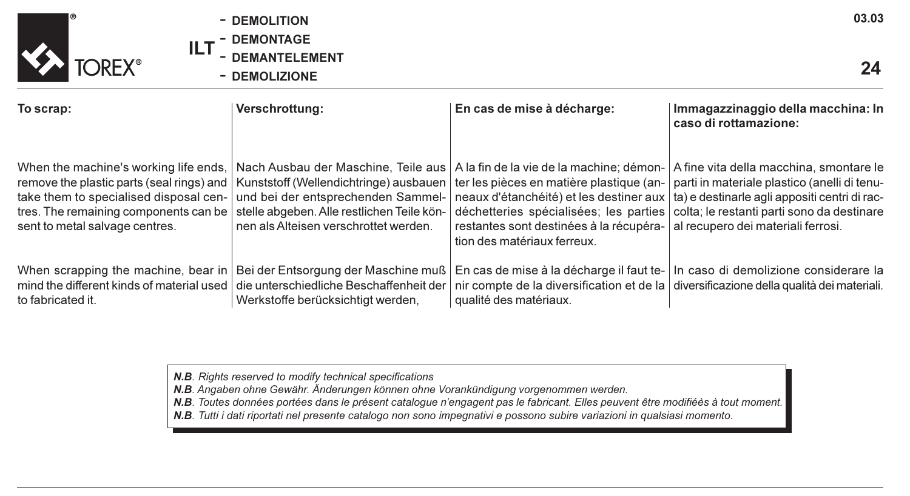# ILT

- DEMOLITION
- DEMONTAGE
- DEMANTELEMENT
- DEMOLIZIONE

**To scrap:**

When the machine's working life ends, remove the plastic parts (seal rings) and take them to specialised disposal centres. The remaining components can be sent to metal salvage centres.

When scrapping the machine, bear in mind the different kinds of material used to fabricated it.

**Verschrottung:**

Nach Ausbau der Maschine, Teile aus Kunststoff (Wellendichtringe) ausbauen und bei der entsprechenden Sammelstelle abgeben. Alle restlichen Teile können als Alteisen verschrottet werden.

Bei der Entsorgung der Maschine muß die unterschiedliche Beschaffenheit der Werkstoffe berücksichtigt werden,

**En cas de mise à décharge:**

A la fin de la vie de la machine; démonter les pièces en matière plastique (anneaux d'étanchéité) et les destiner aux déchetteries spécialisées; les parties restantes sont destinées à la récupération des matériaux ferreux.

En cas de mise à la décharge il faut tenir compte de la diversification et de la qualité des matériaux.

**Immagazzinaggio della macchina: In caso di rottamazione:**

A fine vita della macchina, smontare le parti in materiale plastico (anelli di tenuta) e destinarle agli appositi centri di raccolta; le restanti parti sono da destinare al recupero dei materiali ferrosi.

In caso di demolizione considerare la diversificazione della qualità dei materiali.

***N.B**. Rights reserved to modify technical specifications*
***N.B**. Angaben ohne Gewähr. Änderungen können ohne Vorankündigung vorgenommen werden.*
***N.B**. Toutes données portées dans le présent catalogue n'engagent pas le fabricant. Elles peuvent être modifiéés à tout moment.*
***N.B**. Tutti i dati riportati nel presente catalogo non sono impegnativi e possono subire variazioni in qualsiasi momento.*